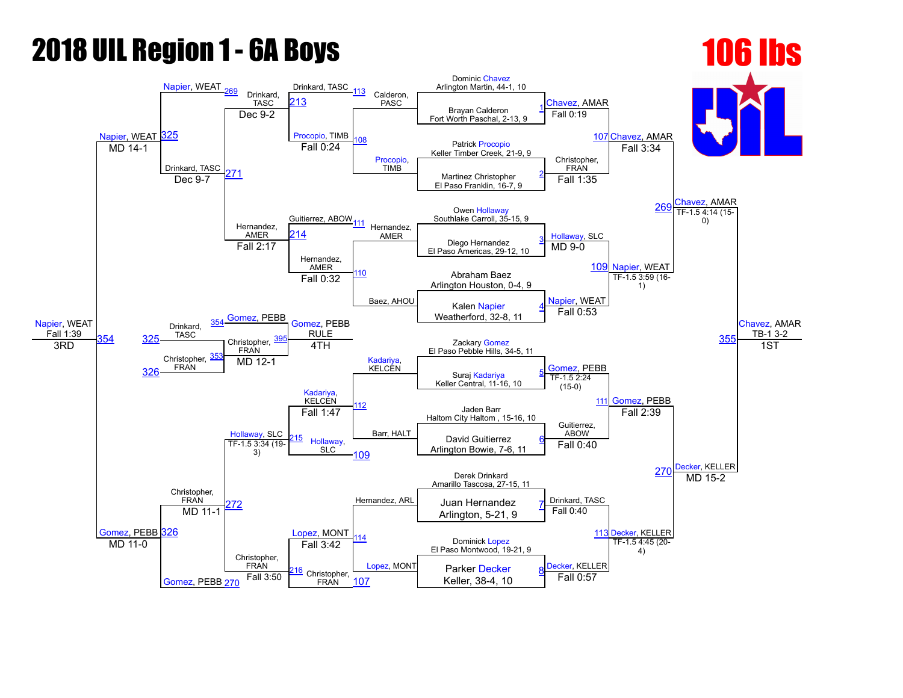# 2018 UIL Region 1 - 6A Boys

## 106 lbs

### Championship Bracket

**First Round**

| Bout | Wrestler | Opponent | Winner | Result |
|---|---|---|---|---|
| 1 | Dominic Chavez, Arlington Martin, 44-1, 10 | Brayan Calderon, Fort Worth Paschal, 2-13, 9 | Chavez, AMAR | Fall 0:19 |
| 2 | Patrick Procopio, Keller Timber Creek, 21-9, 9 | Martinez Christopher, El Paso Franklin, 16-7, 9 | Christopher, FRAN | Fall 1:35 |
| 3 | Owen Hollaway, Southlake Carroll, 35-15, 9 | Diego Hernandez, El Paso Americas, 29-12, 10 | Hollaway, SLC | MD 9-0 |
| 4 | Abraham Baez, Arlington Houston, 0-4, 9 | Kalen Napier, Weatherford, 32-8, 11 | Napier, WEAT | Fall 0:53 |
| 5 | Zackary Gomez, El Paso Pebble Hills, 34-5, 11 | Suraj Kadariya, Keller Central, 11-16, 10 | Gomez, PEBB | TF-1.5 2:24 (15-0) |
| 6 | Jaden Barr, Haltom City Haltom, 15-16, 10 | David Guitierrez, Arlington Bowie, 7-6, 11 | Guitierrez, ABOW | Fall 0:40 |
| 7 | Derek Drinkard, Amarillo Tascosa, 27-15, 11 | Juan Hernandez, Arlington, 5-21, 9 | Drinkard, TASC | Fall 0:40 |
| 8 | Dominick Lopez, El Paso Montwood, 19-21, 9 | Parker Decker, Keller, 38-4, 10 | Decker, KELLER | Fall 0:57 |

**Quarterfinals**

| Bout | Winner | Result |
|---|---|---|
| 107 | Chavez, AMAR | Fall 3:34 |
| 109 | Napier, WEAT | TF-1.5 3:59 (16-1) |
| 111 | Gomez, PEBB | Fall 2:39 |
| 113 | Decker, KELLER | TF-1.5 4:45 (20-4) |

**Semifinals**

| Bout | Winner | Result |
|---|---|---|
| 269 | Chavez, AMAR | TF-1.5 4:14 (15-0) |
| 270 | Decker, KELLER | MD 15-2 |

**Final (355)**

Chavez, AMAR — TB-1 3-2 — 1ST

### Consolation Bracket

**Consolation Round 1**

| Bout | Wrestlers | Winner | Result |
|---|---|---|---|
| 108 | Calderon, PASC / Procopio, TIMB | Procopio, TIMB | Fall 0:24 |
| 110 | Hernandez, AMER / Baez, AHOU | Hernandez, AMER | Fall 0:32 |
| 112 | Kadariya, KELCEN / Barr, HALT | Kadariya, KELCEN | Fall 1:47 |
| 114 | Hernandez, ARL / Lopez, MONT | Lopez, MONT | Fall 3:42 |

**Consolation Round 2**

| Bout | Wrestlers | Winner | Result |
|---|---|---|---|
| 213 | Drinkard, TASC / Procopio, TIMB | Drinkard, TASC | Dec 9-2 |
| 214 | Guitierrez, ABOW / Hernandez, AMER | Hernandez, AMER | Fall 2:17 |
| 215 | Hollaway, SLC / Kadariya, KELCEN | Hollaway, SLC | TF-1.5 3:34 (19-3) |
| 216 | Christopher, FRAN / Lopez, MONT | Christopher, FRAN | Fall 3:50 |

**Consolation Quarterfinals**

| Bout | Winner | Result |
|---|---|---|
| 271 | Drinkard, TASC | Dec 9-7 |
| 272 | Christopher, FRAN | MD 11-1 |

**Consolation Semifinals**

| Bout | Wrestlers | Winner | Result |
|---|---|---|---|
| 325 | Napier, WEAT / Drinkard, TASC | Napier, WEAT | MD 14-1 |
| 326 | Gomez, PEBB / Christopher, FRAN | Gomez, PEBB | MD 11-0 |

**3rd Place (354)**

Napier, WEAT — Fall 1:39 — 3RD

**4th Place Qualifier Matches**

| Bout | Wrestlers | Winner | Result |
|---|---|---|---|
| 353 | Drinkard, TASC / Christopher, FRAN | Christopher, FRAN | MD 12-1 |
| 395 | Gomez, PEBB / Christopher, FRAN | Gomez, PEBB | RULE — 4TH |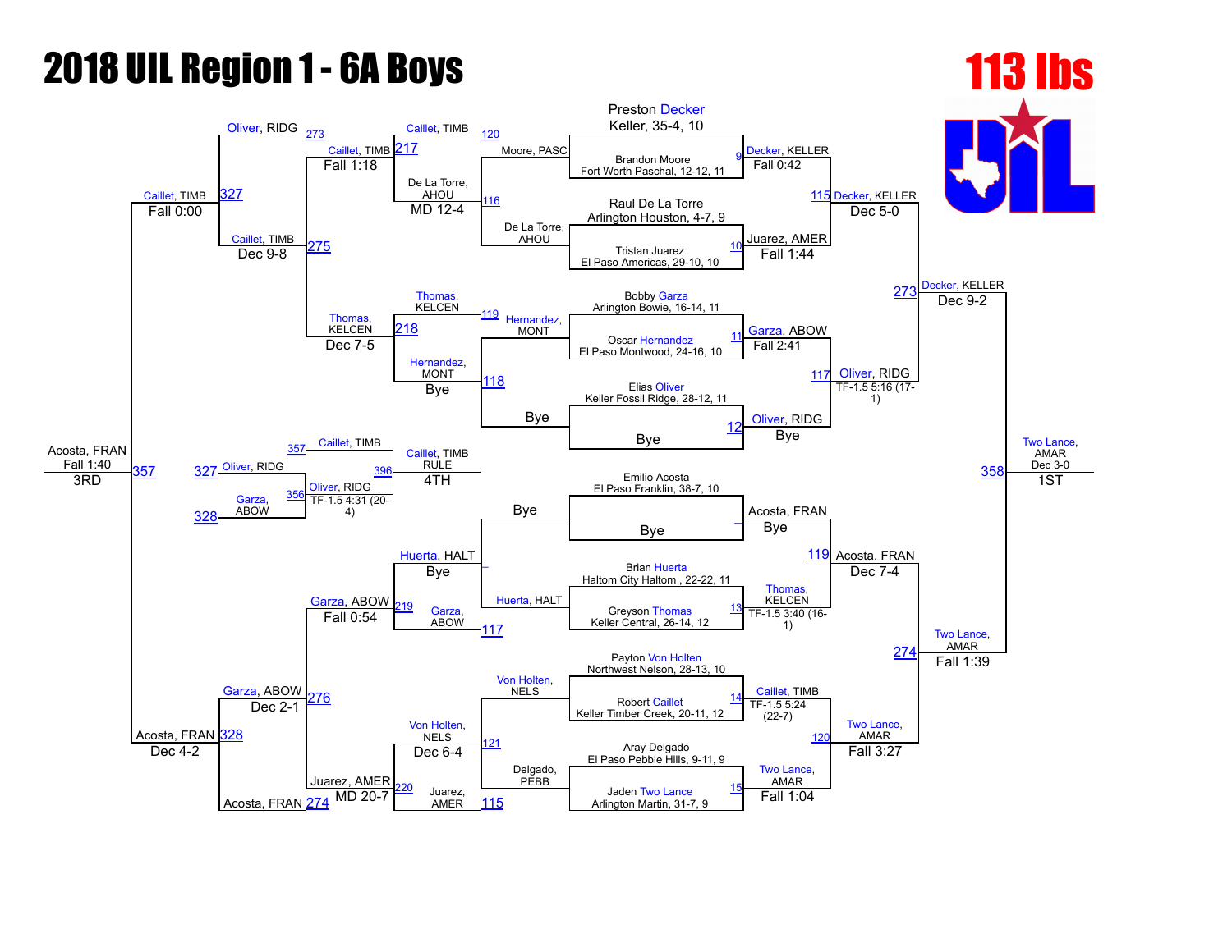# 2018 UIL Region 1 - 6A Boys

## 113 lbs

### Championship Bracket

**First Round**

| Bout | Wrestler 1 | Wrestler 2 | Winner | Result |
|---|---|---|---|---|
| 9 | Preston Decker, Keller, 35-4, 10 | Brandon Moore, Fort Worth Paschal, 12-12, 11 | Decker, KELLER | Fall 0:42 |
| 10 | Raul De La Torre, Arlington Houston, 4-7, 9 | Tristan Juarez, El Paso Americas, 29-10, 10 | Juarez, AMER | Fall 1:44 |
| 11 | Bobby Garza, Arlington Bowie, 16-14, 11 | Oscar Hernandez, El Paso Montwood, 24-16, 10 | Garza, ABOW | Fall 2:41 |
| 12 | Elias Oliver, Keller Fossil Ridge, 28-12, 11 | Bye | Oliver, RIDG | Bye |
| _ | Emilio Acosta, El Paso Franklin, 38-7, 10 | Bye | Acosta, FRAN | Bye |
| 13 | Brian Huerta, Haltom City Haltom, 22-22, 11 | Greyson Thomas, Keller Central, 26-14, 12 | Thomas, KELCEN | TF-1.5 3:40 (16-1) |
| 14 | Payton Von Holten, Northwest Nelson, 28-13, 10 | Robert Caillet, Keller Timber Creek, 20-11, 12 | Caillet, TIMB | TF-1.5 5:24 (22-7) |
| 15 | Aray Delgado, El Paso Pebble Hills, 9-11, 9 | Jaden Two Lance, Arlington Martin, 31-7, 9 | Two Lance, AMAR | Fall 1:04 |

**Quarterfinals**

| Bout | Wrestler 1 | Wrestler 2 | Winner | Result |
|---|---|---|---|---|
| 115 | Decker, KELLER | Juarez, AMER | Decker, KELLER | Dec 5-0 |
| 117 | Garza, ABOW | Oliver, RIDG | Oliver, RIDG | TF-1.5 5:16 (17-1) |
| 119 | Acosta, FRAN | Thomas, KELCEN | Acosta, FRAN | Dec 7-4 |
| 120 | Caillet, TIMB | Two Lance, AMAR | Two Lance, AMAR | Fall 3:27 |

**Semifinals**

| Bout | Wrestler 1 | Wrestler 2 | Winner | Result |
|---|---|---|---|---|
| 273 | Decker, KELLER | Oliver, RIDG | Decker, KELLER | Dec 9-2 |
| 274 | Acosta, FRAN | Two Lance, AMAR | Two Lance, AMAR | Fall 1:39 |

**Final**

| Bout | Wrestler 1 | Wrestler 2 | Winner | Result |
|---|---|---|---|---|
| 358 | Decker, KELLER | Two Lance, AMAR | Two Lance, AMAR | Dec 3-0 (1ST) |

### Consolation Bracket

**First Round**

| Bout | Wrestler 1 | Wrestler 2 | Winner | Result |
|---|---|---|---|---|
| 116 | Moore, PASC | De La Torre, AHOU | De La Torre, AHOU | |
| 118 | Hernandez, MONT | Bye | Hernandez, MONT | Bye |
| _ | Bye | Huerta, HALT | Huerta, HALT | Bye |
| 121 | Von Holten, NELS | Delgado, PEBB | Von Holten, NELS | |

**Second Round**

| Bout | Wrestler 1 | Wrestler 2 | Winner | Result |
|---|---|---|---|---|
| 120 | Caillet, TIMB | De La Torre, AHOU | De La Torre, AHOU | MD 12-4 |
| 119 | Thomas, KELCEN | Hernandez, MONT | Hernandez, MONT | Bye |
| 117 | Huerta, HALT | Garza, ABOW | Garza, ABOW | |
| 115 | Von Holten, NELS | Juarez, AMER | Von Holten, NELS | Dec 6-4 |

**Third Round**

| Bout | Wrestler 1 | Wrestler 2 | Winner | Result |
|---|---|---|---|---|
| 217 | Caillet, TIMB | De La Torre, AHOU | Caillet, TIMB | Fall 1:18 |
| 218 | Thomas, KELCEN | Hernandez, MONT | Thomas, KELCEN | Dec 7-5 |
| 219 | Huerta, HALT | Garza, ABOW | Garza, ABOW | Fall 0:54 |
| 220 | Von Holten, NELS | Juarez, AMER | Juarez, AMER | MD 20-7 |

**Fourth Round**

| Bout | Wrestler 1 | Wrestler 2 | Winner | Result |
|---|---|---|---|---|
| 275 | Caillet, TIMB | Thomas, KELCEN | Caillet, TIMB | Dec 9-8 |
| 276 | Garza, ABOW | Juarez, AMER | Garza, ABOW | Dec 2-1 |

**Consolation Semifinals**

| Bout | Wrestler 1 | Wrestler 2 | Winner | Result |
|---|---|---|---|---|
| 327 | Oliver, RIDG | Caillet, TIMB | Caillet, TIMB | Fall 0:00 |
| 328 | Garza, ABOW | Acosta, FRAN | Acosta, FRAN | Dec 4-2 |

**3rd Place**

| Bout | Wrestler 1 | Wrestler 2 | Winner | Result |
|---|---|---|---|---|
| 357 | Caillet, TIMB | Acosta, FRAN | Acosta, FRAN | Fall 1:40 (3RD) |

**5th Place**

| Bout | Wrestler 1 | Wrestler 2 | Winner | Result |
|---|---|---|---|---|
| 356 | Oliver, RIDG | Garza, ABOW | Oliver, RIDG | TF-1.5 4:31 (20-4) |

**4th Place:** Caillet, TIMB (396, RULE) — 4TH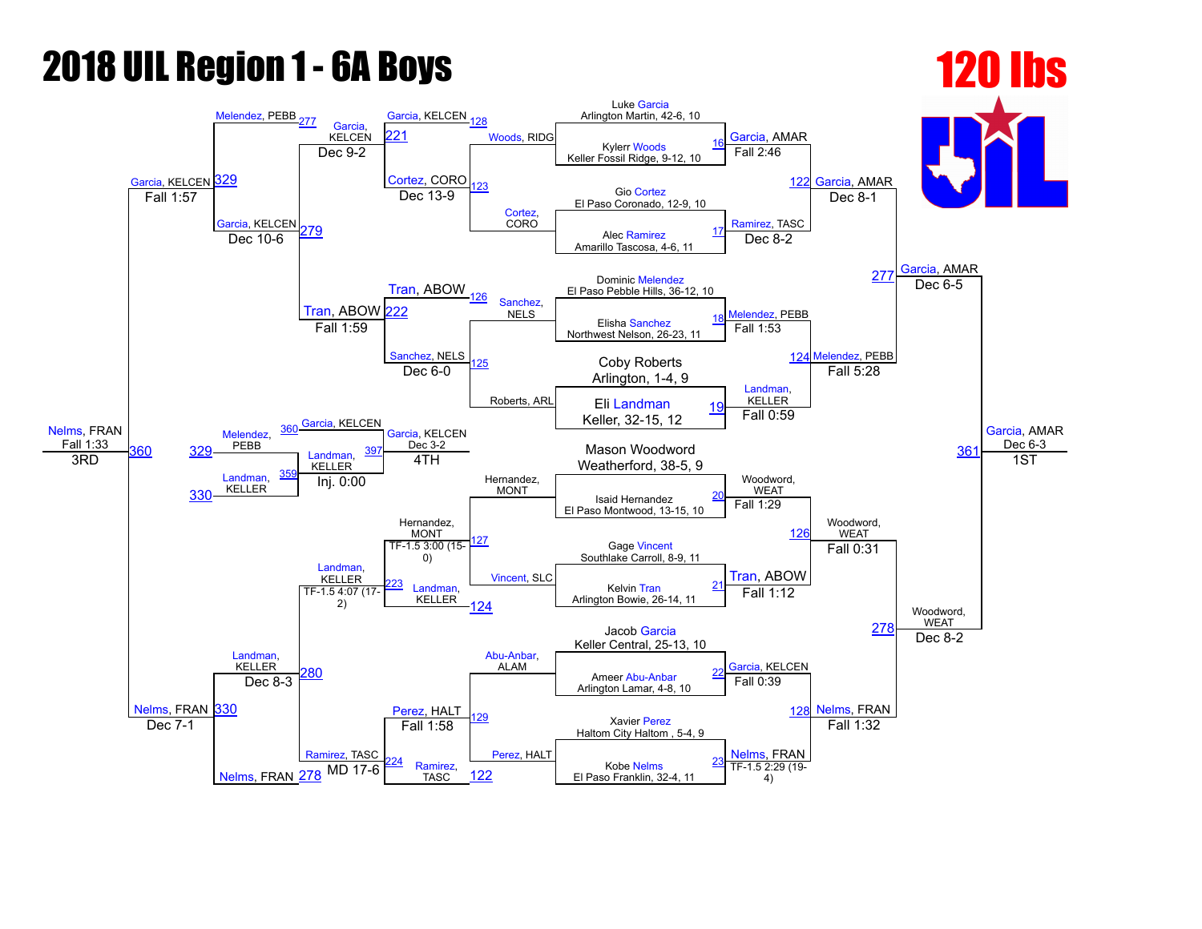# 2018 UIL Region 1 - 6A Boys

## 120 lbs

### Championship Bracket

| Bout | Wrestler 1 | Wrestler 2 | Winner | Result |
|---|---|---|---|---|
| 16 | Luke Garcia, Arlington Martin, 42-6, 10 | Kylerr Woods, Keller Fossil Ridge, 9-12, 10 | Garcia, AMAR | Fall 2:46 |
| 17 | Gio Cortez, El Paso Coronado, 12-9, 10 | Alec Ramirez, Amarillo Tascosa, 4-6, 11 | Ramirez, TASC | Dec 8-2 |
| 18 | Dominic Melendez, El Paso Pebble Hills, 36-12, 10 | Elisha Sanchez, Northwest Nelson, 26-23, 11 | Melendez, PEBB | Fall 1:53 |
| 19 | Coby Roberts, Arlington, 1-4, 9 | Eli Landman, Keller, 32-15, 12 | Landman, KELLER | Fall 0:59 |
| 20 | Mason Woodword, Weatherford, 38-5, 9 | Isaid Hernandez, El Paso Montwood, 13-15, 10 | Woodword, WEAT | Fall 1:29 |
| 21 | Gage Vincent, Southlake Carroll, 8-9, 11 | Kelvin Tran, Arlington Bowie, 26-14, 11 | Tran, ABOW | Fall 1:12 |
| 22 | Jacob Garcia, Keller Central, 25-13, 10 | Ameer Abu-Anbar, Arlington Lamar, 4-8, 10 | Garcia, KELCEN | Fall 0:39 |
| 23 | Xavier Perez, Haltom City Haltom, 5-4, 9 | Kobe Nelms, El Paso Franklin, 32-4, 11 | Nelms, FRAN | TF-1.5 2:29 (19-4) |
| 122 | Garcia, AMAR | Ramirez, TASC | Garcia, AMAR | Dec 8-1 |
| 124 | Melendez, PEBB | Landman, KELLER | Melendez, PEBB | Fall 5:28 |
| 126 | Woodword, WEAT | Tran, ABOW | Woodword, WEAT | Fall 0:31 |
| 128 | Garcia, KELCEN | Nelms, FRAN | Nelms, FRAN | Fall 1:32 |
| 277 | Garcia, AMAR | Melendez, PEBB | Garcia, AMAR | Dec 6-5 |
| 278 | Woodword, WEAT | Nelms, FRAN | Woodword, WEAT | Dec 8-2 |
| 361 | Garcia, AMAR | Woodword, WEAT | Garcia, AMAR | Dec 6-3 (1ST) |

### Consolation Bracket

| Bout | Wrestler 1 | Wrestler 2 | Winner | Result |
|---|---|---|---|---|
| 123 | Woods, RIDG | Cortez, CORO | Cortez, CORO | Dec 13-9 |
| 125 | Sanchez, NELS | Roberts, ARL | Sanchez, NELS | Dec 6-0 |
| 127 | Hernandez, MONT | Vincent, SLC | Hernandez, MONT | TF-1.5 3:00 (15-0) |
| 129 | Abu-Anbar, ALAM | Perez, HALT | Perez, HALT | Fall 1:58 |
| 221 | Garcia, KELCEN | Cortez, CORO | Garcia, KELCEN | Dec 9-2 |
| 222 | Tran, ABOW | Sanchez, NELS | Tran, ABOW | Fall 1:59 |
| 223 | Hernandez, MONT | Landman, KELLER | Landman, KELLER | TF-1.5 4:07 (17-2) |
| 224 | Perez, HALT | Ramirez, TASC | Ramirez, TASC | MD 17-6 |
| 279 | Garcia, KELCEN | Tran, ABOW | Garcia, KELCEN | Dec 10-6 |
| 280 | Landman, KELLER | Ramirez, TASC | Landman, KELLER | Dec 8-3 |
| 329 | Melendez, PEBB | Garcia, KELCEN | Garcia, KELCEN | Fall 1:57 |
| 330 | Landman, KELLER | Nelms, FRAN | Nelms, FRAN | Dec 7-1 |
| 360 | Garcia, KELCEN | Nelms, FRAN | Nelms, FRAN | Fall 1:33 (3RD) |
| 359 | Melendez, PEBB | Landman, KELLER | Landman, KELLER | Inj. 0:00 |
| 397 | Garcia, KELCEN | Landman, KELLER | Garcia, KELCEN | Dec 3-2 (4TH) |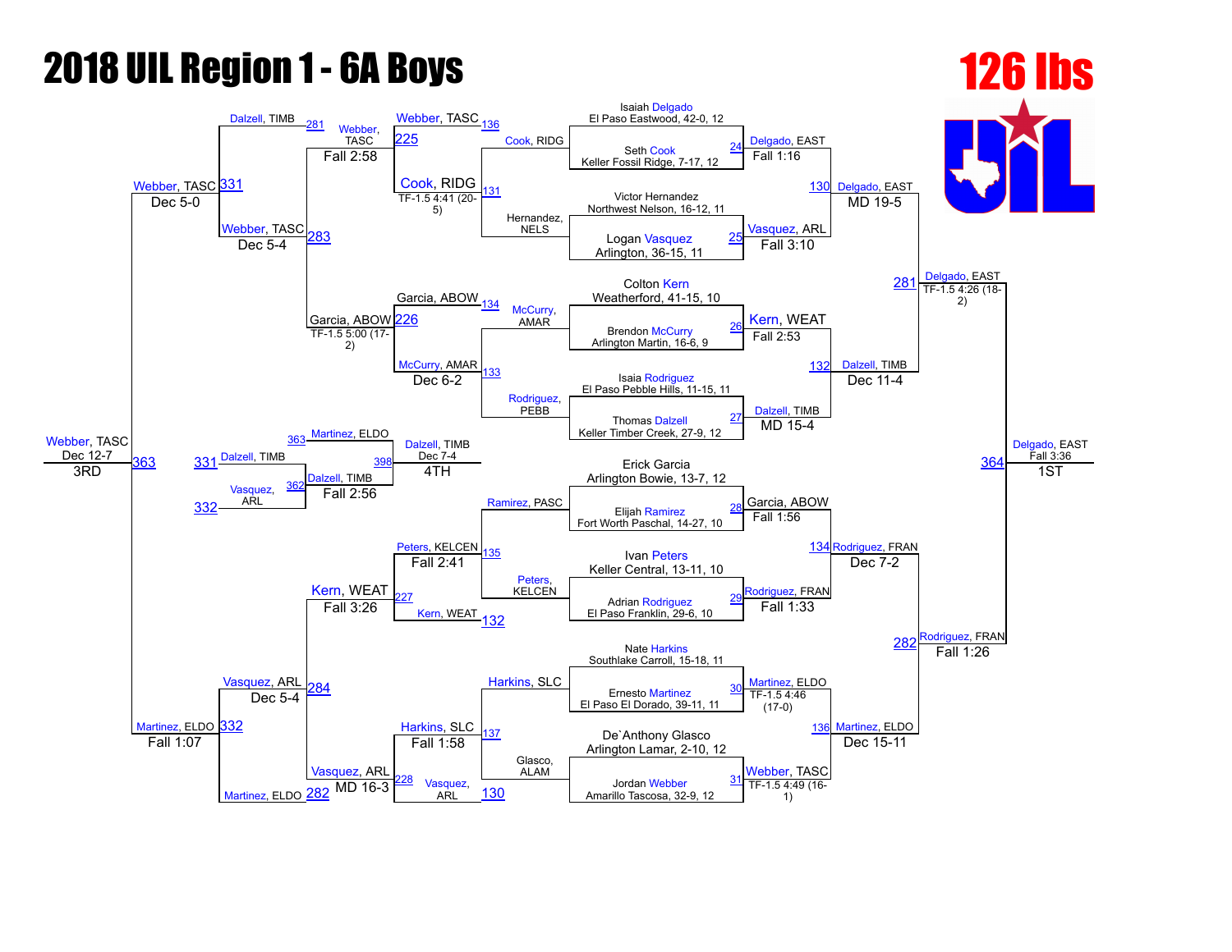# 2018 UIL Region 1 - 6A Boys

## 126 lbs

### Championship Bracket

**First Round**

| Bout | Wrestler 1 | Wrestler 2 | Winner | Result |
| --- | --- | --- | --- | --- |
| 24 | Isaiah Delgado, El Paso Eastwood, 42-0, 12 | Seth Cook, Keller Fossil Ridge, 7-17, 12 | Delgado, EAST | Fall 1:16 |
| 25 | Victor Hernandez, Northwest Nelson, 16-12, 11 | Logan Vasquez, Arlington, 36-15, 11 | Vasquez, ARL | Fall 3:10 |
| 26 | Colton Kern, Weatherford, 41-15, 10 | Brendon McCurry, Arlington Martin, 16-6, 9 | Kern, WEAT | Fall 2:53 |
| 27 | Isaia Rodriguez, El Paso Pebble Hills, 11-15, 11 | Thomas Dalzell, Keller Timber Creek, 27-9, 12 | Dalzell, TIMB | MD 15-4 |
| 28 | Erick Garcia, Arlington Bowie, 13-7, 12 | Elijah Ramirez, Fort Worth Paschal, 14-27, 10 | Garcia, ABOW | Fall 1:56 |
| 29 | Ivan Peters, Keller Central, 13-11, 10 | Adrian Rodriguez, El Paso Franklin, 29-6, 10 | Rodriguez, FRAN | Fall 1:33 |
| 30 | Nate Harkins, Southlake Carroll, 15-18, 11 | Ernesto Martinez, El Paso El Dorado, 39-11, 11 | Martinez, ELDO | TF-1.5 4:46 (17-0) |
| 31 | De`Anthony Glasco, Arlington Lamar, 2-10, 12 | Jordan Webber, Amarillo Tascosa, 32-9, 12 | Webber, TASC | TF-1.5 4:49 (16-1) |

**Quarterfinals**

| Bout | Wrestler 1 | Wrestler 2 | Winner | Result |
| --- | --- | --- | --- | --- |
| 130 | Delgado, EAST | Vasquez, ARL | Delgado, EAST | MD 19-5 |
| 132 | Kern, WEAT | Dalzell, TIMB | Dalzell, TIMB | Dec 11-4 |
| 134 | Garcia, ABOW | Rodriguez, FRAN | Rodriguez, FRAN | Dec 7-2 |
| 136 | Martinez, ELDO | Webber, TASC | Martinez, ELDO | Dec 15-11 |

**Semifinals**

| Bout | Wrestler 1 | Wrestler 2 | Winner | Result |
| --- | --- | --- | --- | --- |
| 281 | Delgado, EAST | Dalzell, TIMB | Delgado, EAST | TF-1.5 4:26 (18-2) |
| 282 | Rodriguez, FRAN | Martinez, ELDO | Rodriguez, FRAN | Fall 1:26 |

**Final**

| Bout | Wrestler 1 | Wrestler 2 | Winner | Result |
| --- | --- | --- | --- | --- |
| 364 | Delgado, EAST | Rodriguez, FRAN | Delgado, EAST | Fall 3:36 — 1ST |

### Consolation Bracket

**First Round**

| Bout | Wrestler 1 | Wrestler 2 | Winner | Result |
| --- | --- | --- | --- | --- |
| 131 | Cook, RIDG | Hernandez, NELS | Cook, RIDG | TF-1.5 4:41 (20-5) |
| 133 | McCurry, AMAR | Rodriguez, PEBB | McCurry, AMAR | Dec 6-2 |
| 135 | Ramirez, PASC | Peters, KELCEN | Peters, KELCEN | Fall 2:41 |
| 137 | Harkins, SLC | Glasco, ALAM | Harkins, SLC | Fall 1:58 |

**Second Round**

| Bout | Wrestler 1 | Wrestler 2 | Winner | Result |
| --- | --- | --- | --- | --- |
| 225 | Webber, TASC | Cook, RIDG | Webber, TASC | Fall 2:58 |
| 226 | Garcia, ABOW | McCurry, AMAR | Garcia, ABOW | TF-1.5 5:00 (17-2) |
| 227 | Kern, WEAT | Peters, KELCEN | Kern, WEAT | Fall 3:26 |
| 228 | Vasquez, ARL | Harkins, SLC | Vasquez, ARL | MD 16-3 |

**Third Round**

| Bout | Wrestler 1 | Wrestler 2 | Winner | Result |
| --- | --- | --- | --- | --- |
| 283 | Webber, TASC | Garcia, ABOW | Webber, TASC | Dec 5-4 |
| 284 | Kern, WEAT | Vasquez, ARL | Vasquez, ARL | Dec 5-4 |

**Consolation Semifinals**

| Bout | Wrestler 1 | Wrestler 2 | Winner | Result |
| --- | --- | --- | --- | --- |
| 331 | Dalzell, TIMB | Webber, TASC | Webber, TASC | Dec 5-0 |
| 332 | Vasquez, ARL | Martinez, ELDO | Martinez, ELDO | Fall 1:07 |

**3rd Place**

| Bout | Wrestler 1 | Wrestler 2 | Winner | Result |
| --- | --- | --- | --- | --- |
| 363 | Webber, TASC | Martinez, ELDO | Webber, TASC | Dec 12-7 — 3RD |

**4th Place**

| Bout | Wrestler 1 | Wrestler 2 | Winner | Result |
| --- | --- | --- | --- | --- |
| 362 | Dalzell, TIMB | Vasquez, ARL | Dalzell, TIMB | Fall 2:56 |
| 398 | Martinez, ELDO | Dalzell, TIMB | Dalzell, TIMB | Dec 7-4 — 4TH |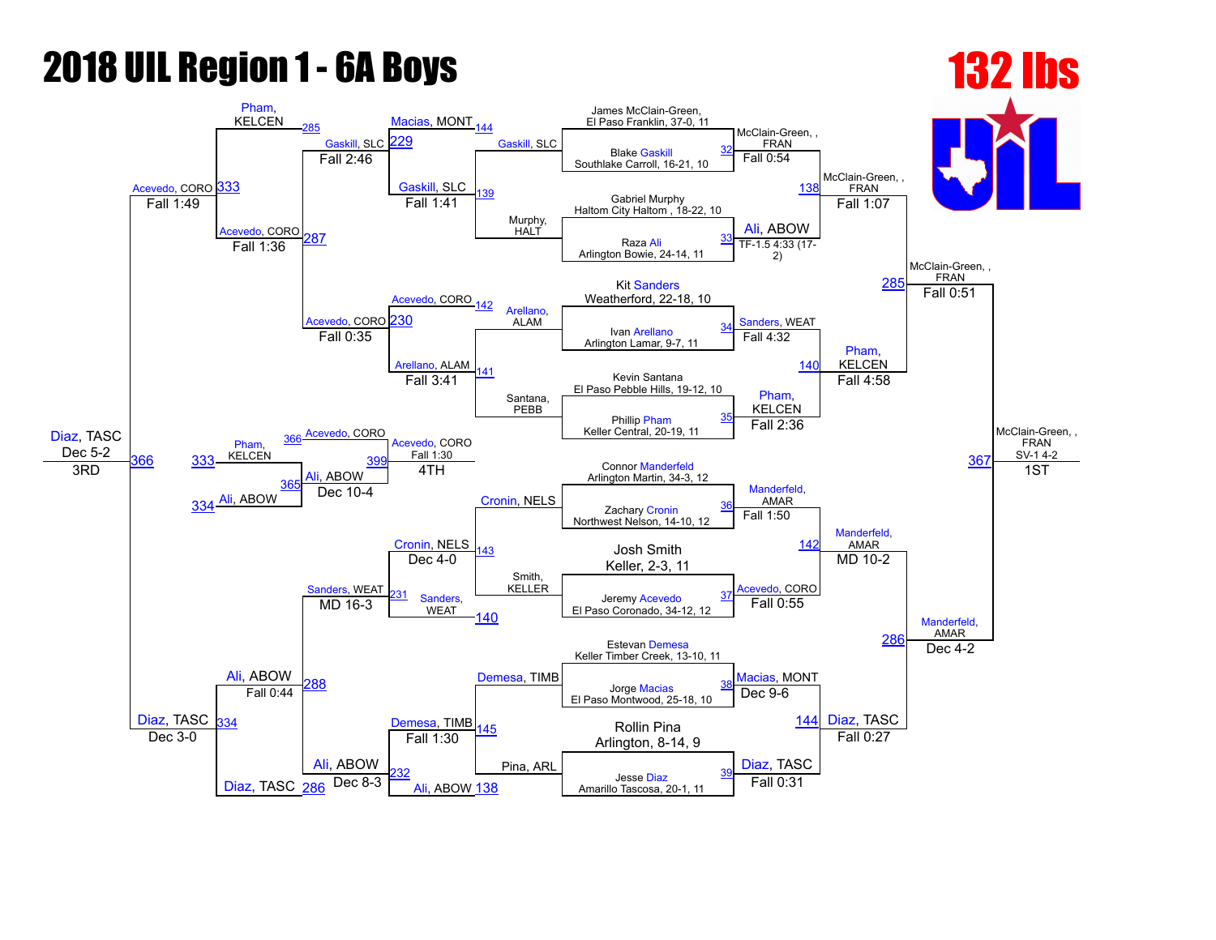# 2018 UIL Region 1 - 6A Boys

## 132 lbs

### Championship Bracket

| Match | Wrestler 1 | Wrestler 2 | Winner | Result |
|---|---|---|---|---|
| 32 | James McClain-Green, El Paso Franklin, 37-0, 11 | Blake Gaskill, Southlake Carroll, 16-21, 10 | McClain-Green, , FRAN | Fall 0:54 |
| 33 | Gabriel Murphy, Haltom City Haltom , 18-22, 10 | Raza Ali, Arlington Bowie, 24-14, 11 | Ali, ABOW | TF-1.5 4:33 (17-2) |
| 34 | Kit Sanders, Weatherford, 22-18, 10 | Ivan Arellano, Arlington Lamar, 9-7, 11 | Sanders, WEAT | Fall 4:32 |
| 35 | Kevin Santana, El Paso Pebble Hills, 19-12, 10 | Phillip Pham, Keller Central, 20-19, 11 | Pham, KELCEN | Fall 2:36 |
| 36 | Connor Manderfeld, Arlington Martin, 34-3, 12 | Zachary Cronin, Northwest Nelson, 14-10, 12 | Manderfeld, AMAR | Fall 1:50 |
| 37 | Josh Smith, Keller, 2-3, 11 | Jeremy Acevedo, El Paso Coronado, 34-12, 12 | Acevedo, CORO | Fall 0:55 |
| 38 | Estevan Demesa, Keller Timber Creek, 13-10, 11 | Jorge Macias, El Paso Montwood, 25-18, 10 | Macias, MONT | Dec 9-6 |
| 39 | Rollin Pina, Arlington, 8-14, 9 | Jesse Diaz, Amarillo Tascosa, 20-1, 11 | Diaz, TASC | Fall 0:31 |
| 138 | McClain-Green, , FRAN | Ali, ABOW | McClain-Green, , FRAN | Fall 1:07 |
| 140 | Sanders, WEAT | Pham, KELCEN | Pham, KELCEN | Fall 4:58 |
| 142 | Manderfeld, AMAR | Acevedo, CORO | Manderfeld, AMAR | MD 10-2 |
| 144 | Macias, MONT | Diaz, TASC | Diaz, TASC | Fall 0:27 |
| 285 | McClain-Green, , FRAN | Pham, KELCEN | McClain-Green, , FRAN | Fall 0:51 |
| 286 | Manderfeld, AMAR | Diaz, TASC | Manderfeld, AMAR | Dec 4-2 |
| 367 | McClain-Green, , FRAN | Manderfeld, AMAR | McClain-Green, , FRAN (1ST) | SV-1 4-2 |

### Consolation Bracket

| Match | Wrestler 1 | Wrestler 2 | Winner | Result |
|---|---|---|---|---|
| 139 | Gaskill, SLC | Murphy, HALT | Gaskill, SLC | Fall 1:41 |
| 141 | Arellano, ALAM | Santana, PEBB | Arellano, ALAM | Fall 3:41 |
| 143 | Cronin, NELS | Smith, KELLER | Cronin, NELS | Dec 4-0 |
| 145 | Demesa, TIMB | Pina, ARL | Demesa, TIMB | Fall 1:30 |
| 229 | Macias, MONT | Gaskill, SLC | Gaskill, SLC | Fall 2:46 |
| 230 | Acevedo, CORO | Arellano, ALAM | Acevedo, CORO | Fall 0:35 |
| 231 | Cronin, NELS | Sanders, WEAT | Sanders, WEAT | MD 16-3 |
| 232 | Demesa, TIMB | Ali, ABOW | Ali, ABOW | Dec 8-3 |
| 287 | Pham, KELCEN | Acevedo, CORO | Acevedo, CORO | Fall 1:36 |
| 288 | Ali, ABOW | Diaz, TASC | Ali, ABOW | Fall 0:44 |
| 333 | Gaskill, SLC | Acevedo, CORO | Acevedo, CORO | Fall 1:49 |
| 334 | Sanders, WEAT | Diaz, TASC | Diaz, TASC | Dec 3-0 |
| 366 | Acevedo, CORO | Diaz, TASC | Diaz, TASC (3RD) | Dec 5-2 |
| 365 | Pham, KELCEN | Ali, ABOW | Ali, ABOW | Dec 10-4 |
| 399 | Acevedo, CORO | Ali, ABOW | Acevedo, CORO (4TH) | Fall 1:30 |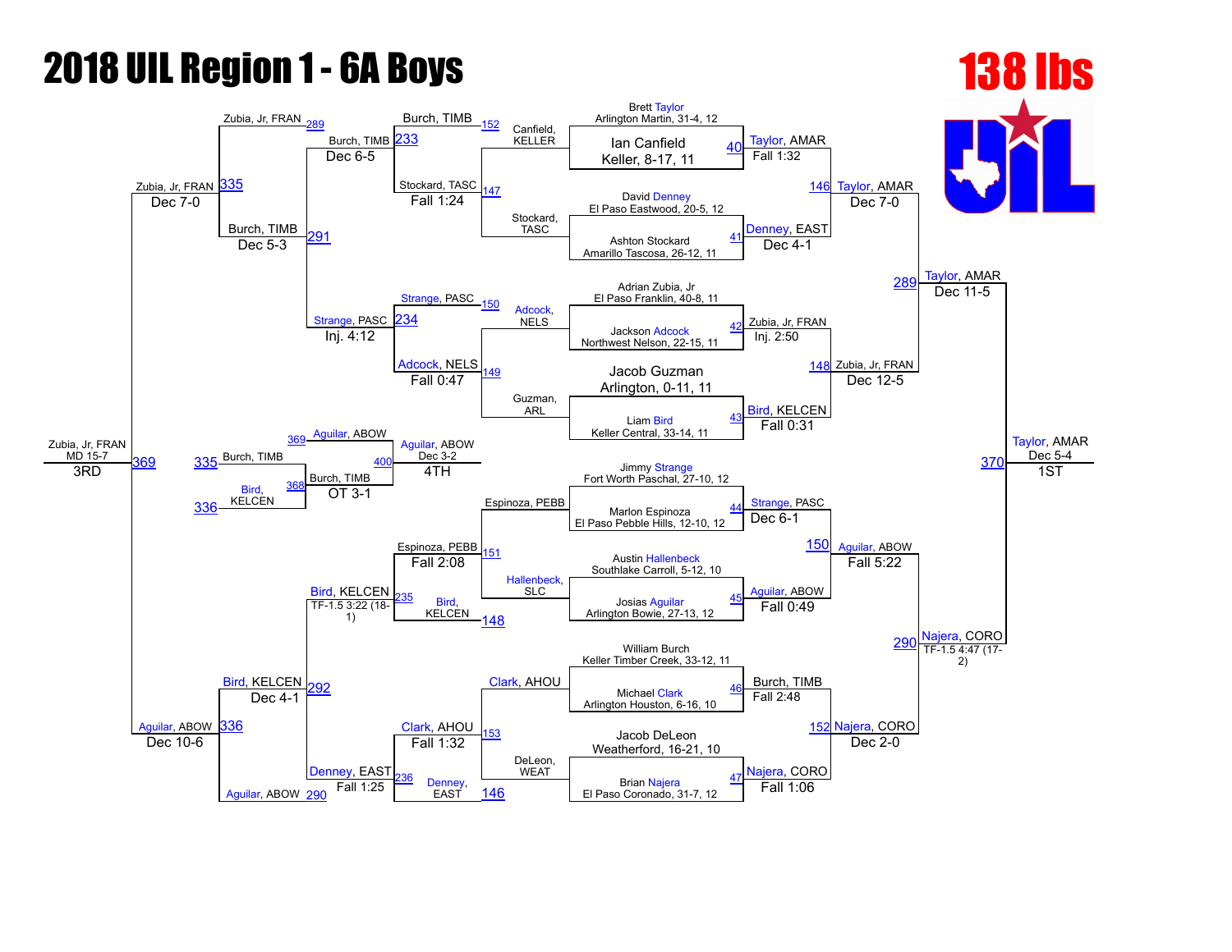# 2018 UIL Region 1 - 6A Boys

## 138 lbs

### Championship Bracket

**First Round**

| Bout | Wrestler 1 | Wrestler 2 | Winner | Result |
|---|---|---|---|---|
| 40 | Brett Taylor, Arlington Martin, 31-4, 12 | Ian Canfield, Keller, 8-17, 11 | Taylor, AMAR | Fall 1:32 |
| 41 | David Denney, El Paso Eastwood, 20-5, 12 | Ashton Stockard, Amarillo Tascosa, 26-12, 11 | Denney, EAST | Dec 4-1 |
| 42 | Adrian Zubia, Jr, El Paso Franklin, 40-8, 11 | Jackson Adcock, Northwest Nelson, 22-15, 11 | Zubia, Jr, FRAN | Inj. 2:50 |
| 43 | Jacob Guzman, Arlington, 0-11, 11 | Liam Bird, Keller Central, 33-14, 11 | Bird, KELCEN | Fall 0:31 |
| 44 | Jimmy Strange, Fort Worth Paschal, 27-10, 12 | Marlon Espinoza, El Paso Pebble Hills, 12-10, 12 | Strange, PASC | Dec 6-1 |
| 45 | Austin Hallenbeck, Southlake Carroll, 5-12, 10 | Josias Aguilar, Arlington Bowie, 27-13, 12 | Aguilar, ABOW | Fall 0:49 |
| 46 | William Burch, Keller Timber Creek, 33-12, 11 | Michael Clark, Arlington Houston, 6-16, 10 | Burch, TIMB | Fall 2:48 |
| 47 | Jacob DeLeon, Weatherford, 16-21, 10 | Brian Najera, El Paso Coronado, 31-7, 12 | Najera, CORO | Fall 1:06 |

**Quarterfinals**

| Bout | Winner | Result |
|---|---|---|
| 146 | Taylor, AMAR | Dec 7-0 |
| 148 | Zubia, Jr, FRAN | Dec 12-5 |
| 150 | Aguilar, ABOW | Fall 5:22 |
| 152 | Najera, CORO | Dec 2-0 |

**Semifinals**

| Bout | Winner | Result |
|---|---|---|
| 289 | Taylor, AMAR | Dec 11-5 |
| 290 | Najera, CORO | TF-1.5 4:47 (17-2) |

**Final**

| Bout | Winner | Result | Place |
|---|---|---|---|
| 370 | Taylor, AMAR | Dec 5-4 | 1ST |

### Consolation Bracket

**Consolation Round 1**

| Bout | Wrestlers | Winner | Result |
|---|---|---|---|
| 147 | Canfield, KELLER vs Stockard, TASC | Stockard, TASC | Fall 1:24 |
| 149 | Adcock, NELS vs Guzman, ARL | Adcock, NELS | Fall 0:47 |
| 151 | Espinoza, PEBB vs Hallenbeck, SLC | Espinoza, PEBB | Fall 2:08 |
| 153 | Clark, AHOU vs DeLeon, WEAT | Clark, AHOU | Fall 1:32 |

**Consolation Round 2**

| Bout | Wrestlers | Winner | Result |
|---|---|---|---|
| 152 | Burch, TIMB vs Stockard, TASC | — | — |
| 233 | Burch, TIMB vs Stockard, TASC | Burch, TIMB | Dec 6-5 |
| 150 | Strange, PASC vs Adcock, NELS | — | — |
| 234 | Strange, PASC vs Adcock, NELS | Strange, PASC | Inj. 4:12 |
| 148 | Bird, KELCEN vs Espinoza, PEBB | — | — |
| 235 | Espinoza, PEBB vs Bird, KELCEN | Bird, KELCEN | TF-1.5 3:22 (18-1) |
| 146 | Denney, EAST vs Clark, AHOU | — | — |
| 236 | Clark, AHOU vs Denney, EAST | Denney, EAST | Fall 1:25 |

**Consolation Quarterfinals**

| Bout | Wrestlers | Winner | Result |
|---|---|---|---|
| 291 | Burch, TIMB vs Strange, PASC | Burch, TIMB | Dec 5-3 |
| 292 | Bird, KELCEN vs Denney, EAST | Bird, KELCEN | Dec 4-1 |

**Consolation Semifinals**

| Bout | Wrestlers | Winner | Result |
|---|---|---|---|
| 289 / 335 | Zubia, Jr, FRAN vs Burch, TIMB | Zubia, Jr, FRAN | Dec 7-0 |
| 290 / 336 | Bird, KELCEN vs Aguilar, ABOW | Aguilar, ABOW | Dec 10-6 |

**3rd Place**

| Bout | Winner | Result | Place |
|---|---|---|---|
| 369 | Zubia, Jr, FRAN | MD 15-7 | 3RD |

**5th Place / 4th Place**

| Bout | Wrestlers | Winner | Result |
|---|---|---|---|
| 368 | Burch, TIMB (335) vs Bird, KELCEN (336) | Burch, TIMB | OT 3-1 |
| 400 | Aguilar, ABOW (369) vs Burch, TIMB | Aguilar, ABOW | Dec 3-2 (4TH) |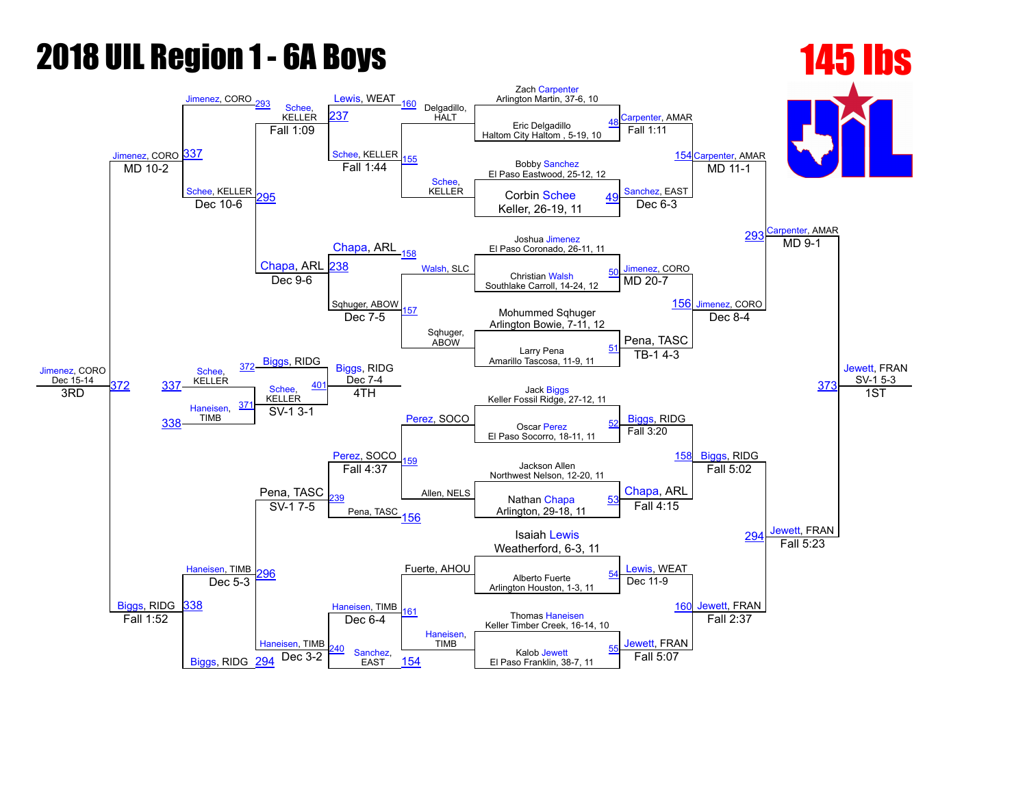# 2018 UIL Region 1 - 6A Boys

## 145 lbs

### Championship Bracket — First Round

| Bout | Wrestler 1 | Wrestler 2 | Winner | Result |
|---|---|---|---|---|
| 48 | Zach Carpenter, Arlington Martin, 37-6, 10 | Eric Delgadillo, Haltom City Haltom, 5-19, 10 | Carpenter, AMAR | Fall 1:11 |
| 49 | Bobby Sanchez, El Paso Eastwood, 25-12, 12 | Corbin Schee, Keller, 26-19, 11 | Sanchez, EAST | Dec 6-3 |
| 50 | Joshua Jimenez, El Paso Coronado, 26-11, 11 | Christian Walsh, Southlake Carroll, 14-24, 12 | Jimenez, CORO | MD 20-7 |
| 51 | Mohummed Sqhuger, Arlington Bowie, 7-11, 12 | Larry Pena, Amarillo Tascosa, 11-9, 11 | Pena, TASC | TB-1 4-3 |
| 52 | Jack Biggs, Keller Fossil Ridge, 27-12, 11 | Oscar Perez, El Paso Socorro, 18-11, 11 | Biggs, RIDG | Fall 3:20 |
| 53 | Jackson Allen, Northwest Nelson, 12-20, 11 | Nathan Chapa, Arlington, 29-18, 11 | Chapa, ARL | Fall 4:15 |
| 54 | Isaiah Lewis, Weatherford, 6-3, 11 | Alberto Fuerte, Arlington Houston, 1-3, 11 | Lewis, WEAT | Dec 11-9 |
| 55 | Thomas Haneisen, Keller Timber Creek, 16-14, 10 | Kalob Jewett, El Paso Franklin, 38-7, 11 | Jewett, FRAN | Fall 5:07 |

### Championship Quarterfinals

| Bout | Wrestler 1 | Wrestler 2 | Winner | Result |
|---|---|---|---|---|
| 154 | Carpenter, AMAR | Sanchez, EAST | Carpenter, AMAR | MD 11-1 |
| 156 | Jimenez, CORO | Pena, TASC | Jimenez, CORO | Dec 8-4 |
| 158 | Biggs, RIDG | Chapa, ARL | Biggs, RIDG | Fall 5:02 |
| 160 | Lewis, WEAT | Jewett, FRAN | Jewett, FRAN | Fall 2:37 |

### Championship Semifinals

| Bout | Wrestler 1 | Wrestler 2 | Winner | Result |
|---|---|---|---|---|
| 293 | Carpenter, AMAR | Jimenez, CORO | Carpenter, AMAR | MD 9-1 |
| 294 | Biggs, RIDG | Jewett, FRAN | Jewett, FRAN | Fall 5:23 |

### Championship Final (1st Place)

| Bout | Wrestler 1 | Wrestler 2 | Winner | Result |
|---|---|---|---|---|
| 373 | Carpenter, AMAR | Jewett, FRAN | Jewett, FRAN | SV-1 5-3 |

### Consolation Bracket

| Bout | Wrestler 1 | Wrestler 2 | Winner | Result |
|---|---|---|---|---|
| 157 | Sqhuger, ABOW | Walsh, SLC | Sqhuger, ABOW | Dec 7-5 |
| 155 | Delgadillo, HALT | Schee, KELLER | Schee, KELLER | Fall 1:44 |
| 159 | Perez, SOCO | Allen, NELS | Perez, SOCO | Fall 4:37 |
| 161 | Fuerte, AHOU | Haneisen, TIMB | Haneisen, TIMB | Dec 6-4 |
| 237 | Lewis, WEAT | Schee, KELLER | Schee, KELLER | Fall 1:09 |
| 238 | Chapa, ARL | Sqhuger, ABOW | Chapa, ARL | Dec 9-6 |
| 239 | Perez, SOCO | Pena, TASC | Pena, TASC | SV-1 7-5 |
| 240 | Haneisen, TIMB | Sanchez, EAST | Haneisen, TIMB | Dec 3-2 |
| 295 | Schee, KELLER | Chapa, ARL | Schee, KELLER | Dec 10-6 |
| 296 | Pena, TASC | Haneisen, TIMB | Haneisen, TIMB | Dec 5-3 |
| 337 | Jimenez, CORO | Schee, KELLER | Jimenez, CORO | MD 10-2 |
| 338 | Biggs, RIDG | Haneisen, TIMB | Biggs, RIDG | Fall 1:52 |

### 3rd Place

| Bout | Wrestler 1 | Wrestler 2 | Winner | Result |
|---|---|---|---|---|
| 372 | Jimenez, CORO | Biggs, RIDG | Jimenez, CORO | Dec 15-14 |

### 5th Place

| Bout | Wrestler 1 | Wrestler 2 | Winner | Result |
|---|---|---|---|---|
| 371 | Schee, KELLER | Haneisen, TIMB | Schee, KELLER | SV-1 3-1 |

### 4th Place (Bout 401)

| Bout | Wrestler 1 | Wrestler 2 | Winner | Result |
|---|---|---|---|---|
| 401 | Biggs, RIDG | Schee, KELLER | Biggs, RIDG | Dec 7-4 |

### Final Placements

- **1st:** Jewett, FRAN
- **2nd:** Carpenter, AMAR
- **3rd:** Jimenez, CORO
- **4th:** Biggs, RIDG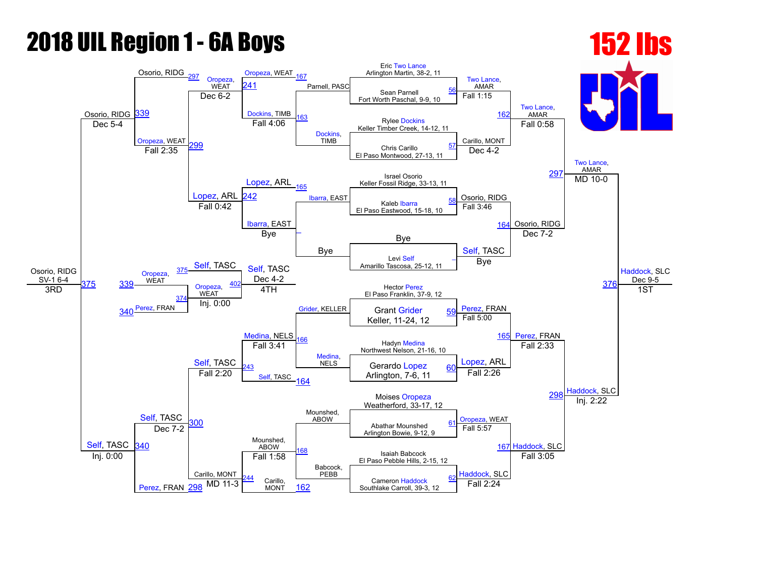# 2018 UIL Region 1 - 6A Boys

## 152 lbs

### Championship Bracket

| Match | Wrestlers | Winner | Result |
|---|---|---|---|
| 56 | Eric Two Lance, Arlington Martin, 38-2, 11 vs. Sean Parnell, Fort Worth Paschal, 9-9, 10 | Two Lance, AMAR | Fall 1:15 |
| 57 | Rylee Dockins, Keller Timber Creek, 14-12, 11 vs. Chris Carillo, El Paso Montwood, 27-13, 11 | Carillo, MONT | Dec 4-2 |
| 58 | Israel Osorio, Keller Fossil Ridge, 33-13, 11 vs. Kaleb Ibarra, El Paso Eastwood, 15-18, 10 | Osorio, RIDG | Fall 3:46 |
| – | Bye vs. Levi Self, Amarillo Tascosa, 25-12, 11 | Self, TASC | Bye |
| 59 | Hector Perez, El Paso Franklin, 37-9, 12 vs. Grant Grider, Keller, 11-24, 12 | Perez, FRAN | Fall 5:00 |
| 60 | Hadyn Medina, Northwest Nelson, 21-16, 10 vs. Gerardo Lopez, Arlington, 7-6, 11 | Lopez, ARL | Fall 2:26 |
| 61 | Moises Oropeza, Weatherford, 33-17, 12 vs. Abathar Mounshed, Arlington Bowie, 9-12, 9 | Oropeza, WEAT | Fall 5:57 |
| 62 | Isaiah Babcock, El Paso Pebble Hills, 2-15, 12 vs. Cameron Haddock, Southlake Carroll, 39-3, 12 | Haddock, SLC | Fall 2:24 |
| 162 | Two Lance, AMAR vs. Carillo, MONT | Two Lance, AMAR | Fall 0:58 |
| 164 | Osorio, RIDG vs. Self, TASC | Osorio, RIDG | Dec 7-2 |
| 165 | Perez, FRAN vs. Lopez, ARL | Perez, FRAN | Fall 2:33 |
| 167 | Oropeza, WEAT vs. Haddock, SLC | Haddock, SLC | Fall 3:05 |
| 297 | Two Lance, AMAR vs. Osorio, RIDG | Two Lance, AMAR | MD 10-0 |
| 298 | Perez, FRAN vs. Haddock, SLC | Haddock, SLC | Inj. 2:22 |
| 376 | Two Lance, AMAR vs. Haddock, SLC | Haddock, SLC | Dec 9-5 (1ST) |

### Consolation Bracket

| Match | Wrestlers | Winner | Result |
|---|---|---|---|
| 163 | Parnell, PASC vs. Dockins, TIMB | Dockins, TIMB | |
| 165 | Ibarra, EAST vs. Bye | Ibarra, EAST | Bye |
| 166 | Grider, KELLER vs. Medina, NELS | Medina, NELS | |
| 168 | Mounshed, ABOW vs. Babcock, PEBB | Mounshed, ABOW | |
| 241 | Oropeza, WEAT vs. Dockins, TIMB | Dockins, TIMB | Fall 4:06 |
| 242 | Lopez, ARL vs. Ibarra, EAST | Lopez, ARL | |
| 243 | Medina, NELS vs. Self, TASC | Medina, NELS | Fall 3:41 |
| 244 | Mounshed, ABOW vs. Carillo, MONT | Mounshed, ABOW | Fall 1:58 |
| 299 | Oropeza, WEAT vs. Lopez, ARL | Oropeza, WEAT | Fall 2:35 |
| 300 | Self, TASC vs. Carillo, MONT | Carillo, MONT | MD 11-3 |
| 339 | Osorio, RIDG vs. Oropeza, WEAT | Osorio, RIDG | Dec 5-4 |
| 340 | Self, TASC vs. Perez, FRAN | Self, TASC | Dec 7-2 |
| 375 | Osorio, RIDG vs. Self, TASC | Osorio, RIDG | SV-1 6-4 (3RD) |
| 374 | Oropeza, WEAT vs. Perez, FRAN | Oropeza, WEAT | Inj. 0:00 |
| 402 | Self, TASC vs. Oropeza, WEAT | Self, TASC | Dec 4-2 (4TH) |

Additional bracket results shown: Oropeza, WEAT – Dec 6-2; Lopez, ARL – Fall 0:42; Self, TASC – Fall 2:20; Self, TASC – Inj. 0:00.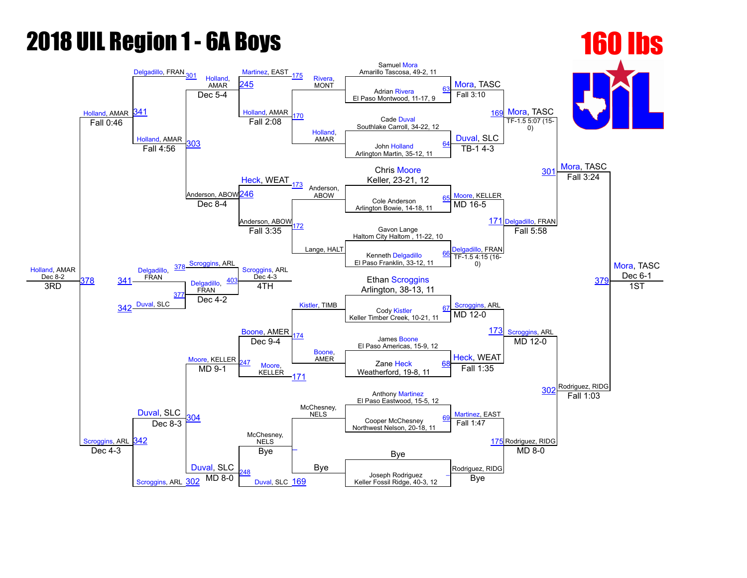# 2018 UIL Region 1 - 6A Boys

## 160 lbs

### Championship Bracket

**First Round**

| Bout | Wrestler 1 | Wrestler 2 | Winner | Result |
|---|---|---|---|---|
| 63 | Samuel Mora, Amarillo Tascosa, 49-2, 11 | Adrian Rivera, El Paso Montwood, 11-17, 9 | Mora, TASC | Fall 3:10 |
| 64 | Cade Duval, Southlake Carroll, 34-22, 12 | John Holland, Arlington Martin, 35-12, 11 | Duval, SLC | TB-1 4-3 |
| 65 | Chris Moore, Keller, 23-21, 12 | Cole Anderson, Arlington Bowie, 14-18, 11 | Moore, KELLER | MD 16-5 |
| 66 | Gavon Lange, Haltom City Haltom, 11-22, 10 | Kenneth Delgadillo, El Paso Franklin, 33-12, 11 | Delgadillo, FRAN | TF-1.5 4:15 (16-0) |
| 67 | Ethan Scroggins, Arlington, 38-13, 11 | Cody Kistler, Keller Timber Creek, 10-21, 11 | Scroggins, ARL | MD 12-0 |
| 68 | James Boone, El Paso Americas, 15-9, 12 | Zane Heck, Weatherford, 19-8, 11 | Heck, WEAT | Fall 1:35 |
| 69 | Anthony Martinez, El Paso Eastwood, 15-5, 12 | Cooper McChesney, Northwest Nelson, 20-18, 11 | Martinez, EAST | Fall 1:47 |
| – | Bye | Joseph Rodriguez, Keller Fossil Ridge, 40-3, 12 | Rodriguez, RIDG | Bye |

**Quarterfinals**

| Bout | Winner | Result |
|---|---|---|
| 169 | Mora, TASC | TF-1.5 5:07 (15-0) |
| 171 | Delgadillo, FRAN | Fall 5:58 |
| 173 | Scroggins, ARL | MD 12-0 |
| 175 | Rodriguez, RIDG | MD 8-0 |

**Semifinals**

| Bout | Winner | Result |
|---|---|---|
| 301 | Mora, TASC | Fall 3:24 |
| 302 | Rodriguez, RIDG | Fall 1:03 |

**Final (379)**: Mora, TASC — Dec 6-1 — 1ST

### Consolation Bracket

**Consolation Round 1**

| Bout | Wrestler 1 | Wrestler 2 | Winner | Result |
|---|---|---|---|---|
| 170 | Rivera, MONT | Holland, AMAR | Holland, AMAR | Fall 2:08 |
| 172 | Anderson, ABOW | Lange, HALT | Anderson, ABOW | Fall 3:35 |
| 174 | Kistler, TIMB | Boone, AMER | Boone, AMER | Dec 9-4 |
| – | McChesney, NELS | Bye | McChesney, NELS | Bye |

**Consolation Round 2**

| Bout | Wrestler 1 | Wrestler 2 | Winner | Result |
|---|---|---|---|---|
| 245 | Martinez, EAST | Holland, AMAR | Holland, AMAR | Dec 5-4 |
| 246 | Heck, WEAT | Anderson, ABOW | Anderson, ABOW | Dec 8-4 |
| 247 | Boone, AMER | Moore, KELLER | Moore, KELLER | MD 9-1 |
| 248 | McChesney, NELS | Duval, SLC | Duval, SLC | MD 8-0 |

**Consolation Round 3**

| Bout | Wrestler 1 | Wrestler 2 | Winner | Result |
|---|---|---|---|---|
| 303 | Holland, AMAR | Anderson, ABOW | Holland, AMAR | Fall 4:56 |
| 304 | Moore, KELLER | Duval, SLC | Duval, SLC | Dec 8-3 |

**Consolation Semifinals**

| Bout | Wrestler 1 | Wrestler 2 | Winner | Result |
|---|---|---|---|---|
| 341 | Delgadillo, FRAN | Holland, AMAR | Holland, AMAR | Fall 0:46 |
| 342 | Duval, SLC | Scroggins, ARL | Scroggins, ARL | Dec 4-3 |

**3rd Place (378)**: Holland, AMAR vs. Scroggins, ARL — Holland, AMAR — Dec 8-2 — 3RD

**Consolation Round (377)**: Delgadillo, FRAN vs. Duval, SLC — Delgadillo, FRAN — Dec 4-2

**4th Place (403)**: Scroggins, ARL vs. Delgadillo, FRAN — Scroggins, ARL — Dec 4-3 — 4TH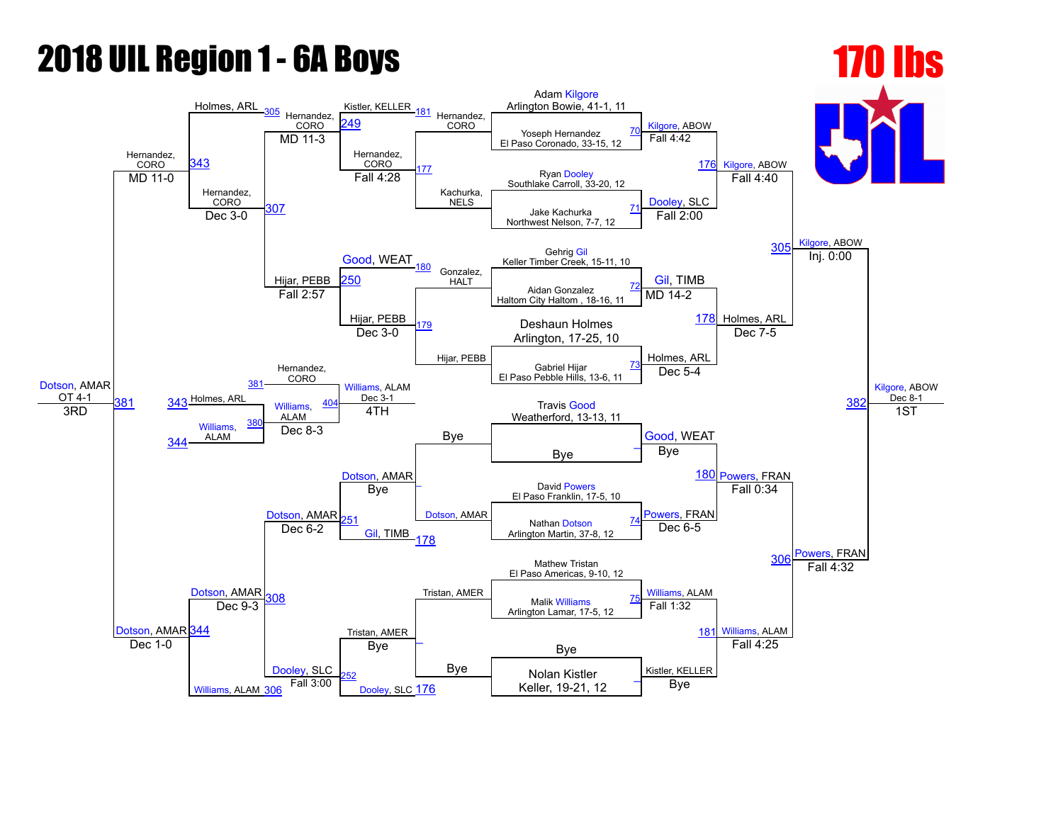# 2018 UIL Region 1 - 6A Boys

## 170 lbs

### Championship Bracket

**Round 1 (Bouts 70–75)**

| Bout | Wrestler 1 | Wrestler 2 | Winner | Result |
|---|---|---|---|---|
| 70 | Adam Kilgore, Arlington Bowie, 41-1, 11 | Yoseph Hernandez, El Paso Coronado, 33-15, 12 | Kilgore, ABOW | Fall 4:42 |
| 71 | Ryan Dooley, Southlake Carroll, 33-20, 12 | Jake Kachurka, Northwest Nelson, 7-7, 12 | Dooley, SLC | Fall 2:00 |
| 72 | Gehrig Gil, Keller Timber Creek, 15-11, 10 | Aidan Gonzalez, Haltom City Haltom, 18-16, 11 | Gil, TIMB | MD 14-2 |
| 73 | Deshaun Holmes, Arlington, 17-25, 10 | Gabriel Hijar, El Paso Pebble Hills, 13-6, 11 | Holmes, ARL | Dec 5-4 |
| – | Travis Good, Weatherford, 13-13, 11 | Bye | Good, WEAT | Bye |
| 74 | David Powers, El Paso Franklin, 17-5, 10 | Nathan Dotson, Arlington Martin, 37-8, 12 | Powers, FRAN | Dec 6-5 |
| 75 | Mathew Tristan, El Paso Americas, 9-10, 12 | Malik Williams, Arlington Lamar, 17-5, 12 | Williams, ALAM | Fall 1:32 |
| – | Bye | Nolan Kistler, Keller, 19-21, 12 | Kistler, KELLER | Bye |

**Quarterfinals**

| Bout | Winner | Result |
|---|---|---|
| 176 | Kilgore, ABOW | Fall 4:40 |
| 178 | Holmes, ARL | Dec 7-5 |
| 180 | Powers, FRAN | Fall 0:34 |
| 181 | Williams, ALAM | Fall 4:25 |

**Semifinals**

| Bout | Winner | Result |
|---|---|---|
| 305 | Kilgore, ABOW | Inj. 0:00 |
| 306 | Powers, FRAN | Fall 4:32 |

**Final (Bout 382)**: Kilgore, ABOW — Dec 8-1 — 1ST

### Consolation Bracket

**Consolation Round 1**

| Bout | Wrestlers | Winner | Result |
|---|---|---|---|
| 181 | Kistler, KELLER vs Hernandez, CORO | Hernandez, CORO | Fall 4:28 |
| 177 | Kachurka, NELS | Hernandez, CORO | |
| 180 | Good, WEAT vs Gonzalez, HALT | | |
| 179 | Hijar, PEBB | Hijar, PEBB | Dec 3-0 |
| – | Bye vs Dotson, AMAR | Dotson, AMAR | Bye |
| 178 | Gil, TIMB | | |
| – | Tristan, AMER vs Bye | Tristan, AMER | Bye |
| 176 | Dooley, SLC | | |

**Consolation Round 2**

| Bout | Wrestlers | Winner | Result |
|---|---|---|---|
| 249 | Hernandez, CORO vs Hernandez, CORO | Hernandez, CORO | MD 11-3 |
| 250 | Good, WEAT vs Hijar, PEBB | Hijar, PEBB | Fall 2:57 |
| 251 | Dotson, AMAR vs Gil, TIMB | Dotson, AMAR | Dec 6-2 |
| 252 | Tristan, AMER vs Dooley, SLC | Dooley, SLC | Fall 3:00 |

**Consolation Quarterfinals**

| Bout | Wrestlers | Winner | Result |
|---|---|---|---|
| 305 | Holmes, ARL vs Hernandez, CORO | Hernandez, CORO | |
| 307 | Hernandez, CORO vs Hijar, PEBB | Hernandez, CORO | Dec 3-0 |
| 308 | Dotson, AMAR vs Dooley, SLC | Dotson, AMAR | Dec 9-3 |
| 306 | Williams, ALAM | | |

**Consolation Semifinals**

| Bout | Wrestlers | Winner | Result |
|---|---|---|---|
| 343 | Holmes, ARL vs Hernandez, CORO | Hernandez, CORO | MD 11-0 |
| 344 | Dotson, AMAR vs Williams, ALAM | Dotson, AMAR | Dec 1-0 |

**3rd Place (Bout 381)**: Dotson, AMAR over Hernandez, CORO — OT 4-1 — 3RD

**5th Place**

| Bout | Wrestlers | Winner | Result |
|---|---|---|---|
| 380 | Holmes, ARL (343) vs Williams, ALAM (344) | Williams, ALAM | Dec 8-3 |
| 404 | Hernandez, CORO (381) vs Williams, ALAM (380) | Williams, ALAM | Dec 3-1 — 4TH |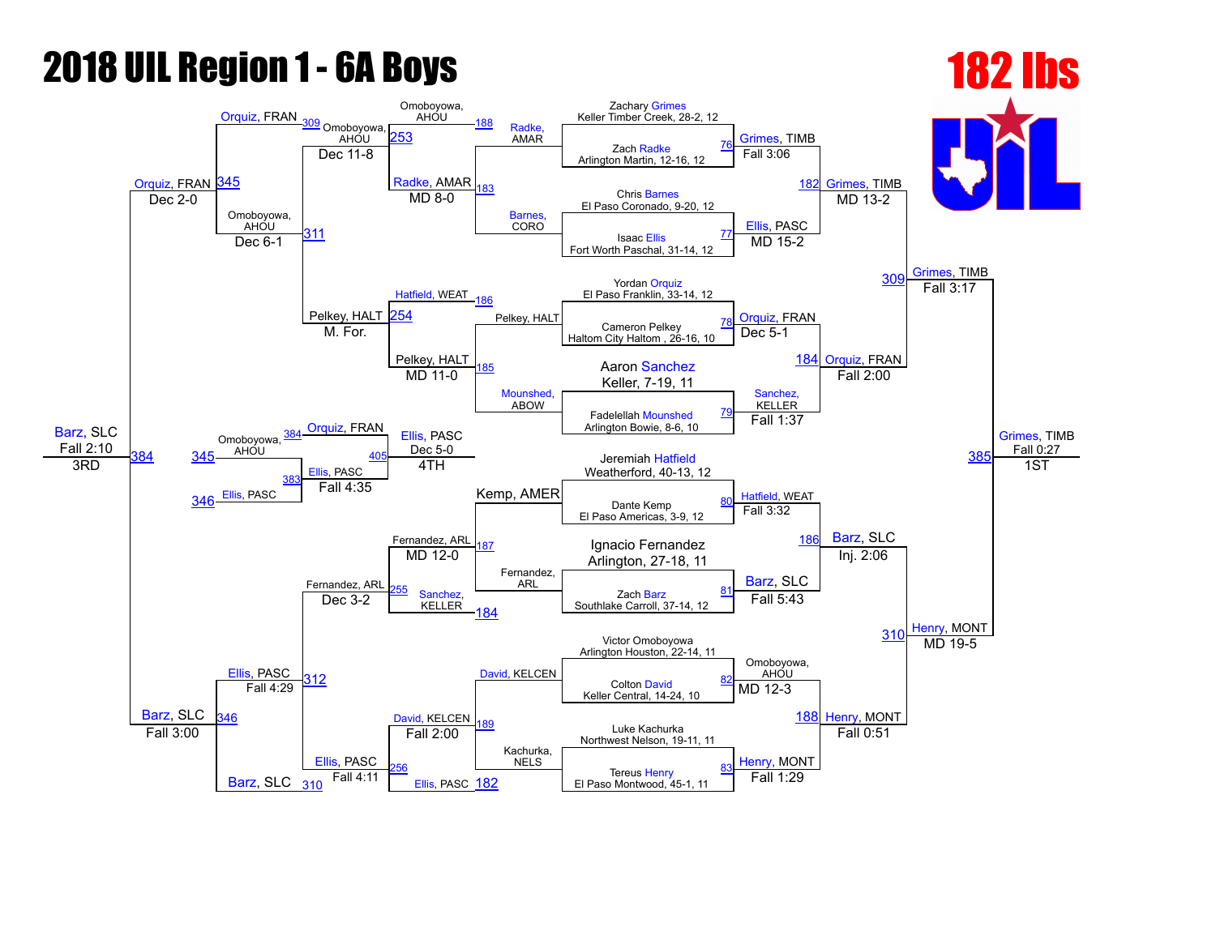# 2018 UIL Region 1 - 6A Boys

## 182 lbs

### Championship Bracket

**First Round**

| Bout | Wrestler 1 | Wrestler 2 | Winner | Result |
|---|---|---|---|---|
| 76 | Zachary Grimes, Keller Timber Creek, 28-2, 12 | Zach Radke, Arlington Martin, 12-16, 12 | Grimes, TIMB | Fall 3:06 |
| 77 | Chris Barnes, El Paso Coronado, 9-20, 12 | Isaac Ellis, Fort Worth Paschal, 31-14, 12 | Ellis, PASC | MD 15-2 |
| 78 | Yordan Orquiz, El Paso Franklin, 33-14, 12 | Cameron Pelkey, Haltom City Haltom, 26-16, 10 | Orquiz, FRAN | Dec 5-1 |
| 79 | Aaron Sanchez, Keller, 7-19, 11 | Fadelellah Mounshed, Arlington Bowie, 8-6, 10 | Sanchez, KELLER | Fall 1:37 |
| 80 | Jeremiah Hatfield, Weatherford, 40-13, 12 | Dante Kemp, El Paso Americas, 3-9, 12 | Hatfield, WEAT | Fall 3:32 |
| 81 | Ignacio Fernandez, Arlington, 27-18, 11 | Zach Barz, Southlake Carroll, 37-14, 12 | Barz, SLC | Fall 5:43 |
| 82 | Victor Omoboyowa, Arlington Houston, 22-14, 11 | Colton David, Keller Central, 14-24, 10 | Omoboyowa, AHOU | MD 12-3 |
| 83 | Luke Kachurka, Northwest Nelson, 19-11, 11 | Tereus Henry, El Paso Montwood, 45-1, 11 | Henry, MONT | Fall 1:29 |

**Quarterfinals**

| Bout | Wrestler 1 | Wrestler 2 | Winner | Result |
|---|---|---|---|---|
| 182 | Grimes, TIMB | Ellis, PASC | Grimes, TIMB | MD 13-2 |
| 184 | Orquiz, FRAN | Sanchez, KELLER | Orquiz, FRAN | Fall 2:00 |
| 186 | Hatfield, WEAT | Barz, SLC | Barz, SLC | Inj. 2:06 |
| 188 | Omoboyowa, AHOU | Henry, MONT | Henry, MONT | Fall 0:51 |

**Semifinals**

| Bout | Wrestler 1 | Wrestler 2 | Winner | Result |
|---|---|---|---|---|
| 309 | Grimes, TIMB | Orquiz, FRAN | Grimes, TIMB | Fall 3:17 |
| 310 | Barz, SLC | Henry, MONT | Henry, MONT | MD 19-5 |

**Final**

| Bout | Wrestler 1 | Wrestler 2 | Winner | Result |
|---|---|---|---|---|
| 385 | Grimes, TIMB | Henry, MONT | Grimes, TIMB | Fall 0:27 — 1ST |

### Consolation Bracket

**Consolation Round 1**

| Bout | Wrestler 1 | Wrestler 2 | Winner | Result |
|---|---|---|---|---|
| 183 | Radke, AMAR | Barnes, CORO | Radke, AMAR | MD 8-0 |
| 185 | Pelkey, HALT | Mounshed, ABOW | Pelkey, HALT | MD 11-0 |
| 187 | Kemp, AMER | Fernandez, ARL | Fernandez, ARL | MD 12-0 |
| 189 | David, KELCEN | Kachurka, NELS | David, KELCEN | Fall 2:00 |

**Consolation Round 2**

| Bout | Wrestler 1 | Wrestler 2 | Winner | Result |
|---|---|---|---|---|
| 188 | Omoboyowa, AHOU | Radke, AMAR | | |
| 253 | Omoboyowa, AHOU | Radke, AMAR | Omoboyowa, AHOU | Dec 11-8 |
| 186 | Hatfield, WEAT | Pelkey, HALT | | |
| 254 | Hatfield, WEAT | Pelkey, HALT | Pelkey, HALT | M. For. |
| 255 | Fernandez, ARL | Sanchez, KELLER | Fernandez, ARL | Dec 3-2 |
| 256 | David, KELCEN | Ellis, PASC | Ellis, PASC | Fall 4:11 |

**Consolation Quarterfinals**

| Bout | Wrestler 1 | Wrestler 2 | Winner | Result |
|---|---|---|---|---|
| 311 | Omoboyowa, AHOU | Pelkey, HALT | Omoboyowa, AHOU | Dec 6-1 |
| 312 | Fernandez, ARL | Ellis, PASC | Ellis, PASC | Fall 4:29 |

**Consolation Semifinals**

| Bout | Wrestler 1 | Wrestler 2 | Winner | Result |
|---|---|---|---|---|
| 345 | Orquiz, FRAN | Omoboyowa, AHOU | Orquiz, FRAN | Dec 2-0 |
| 346 | Ellis, PASC | Barz, SLC | Barz, SLC | Fall 3:00 |

**3rd Place**

| Bout | Wrestler 1 | Wrestler 2 | Winner | Result |
|---|---|---|---|---|
| 384 | Orquiz, FRAN | Barz, SLC | Barz, SLC | Fall 2:10 — 3RD |

**Consolation (Bouts 345/346 losers)**

| Bout | Wrestler 1 | Wrestler 2 | Winner | Result |
|---|---|---|---|---|
| 383 | Omoboyowa, AHOU | Ellis, PASC | Ellis, PASC | Fall 4:35 |

**4th Place**

| Bout | Wrestler 1 | Wrestler 2 | Winner | Result |
|---|---|---|---|---|
| 405 | Orquiz, FRAN | Ellis, PASC | Ellis, PASC | Dec 5-0 — 4TH |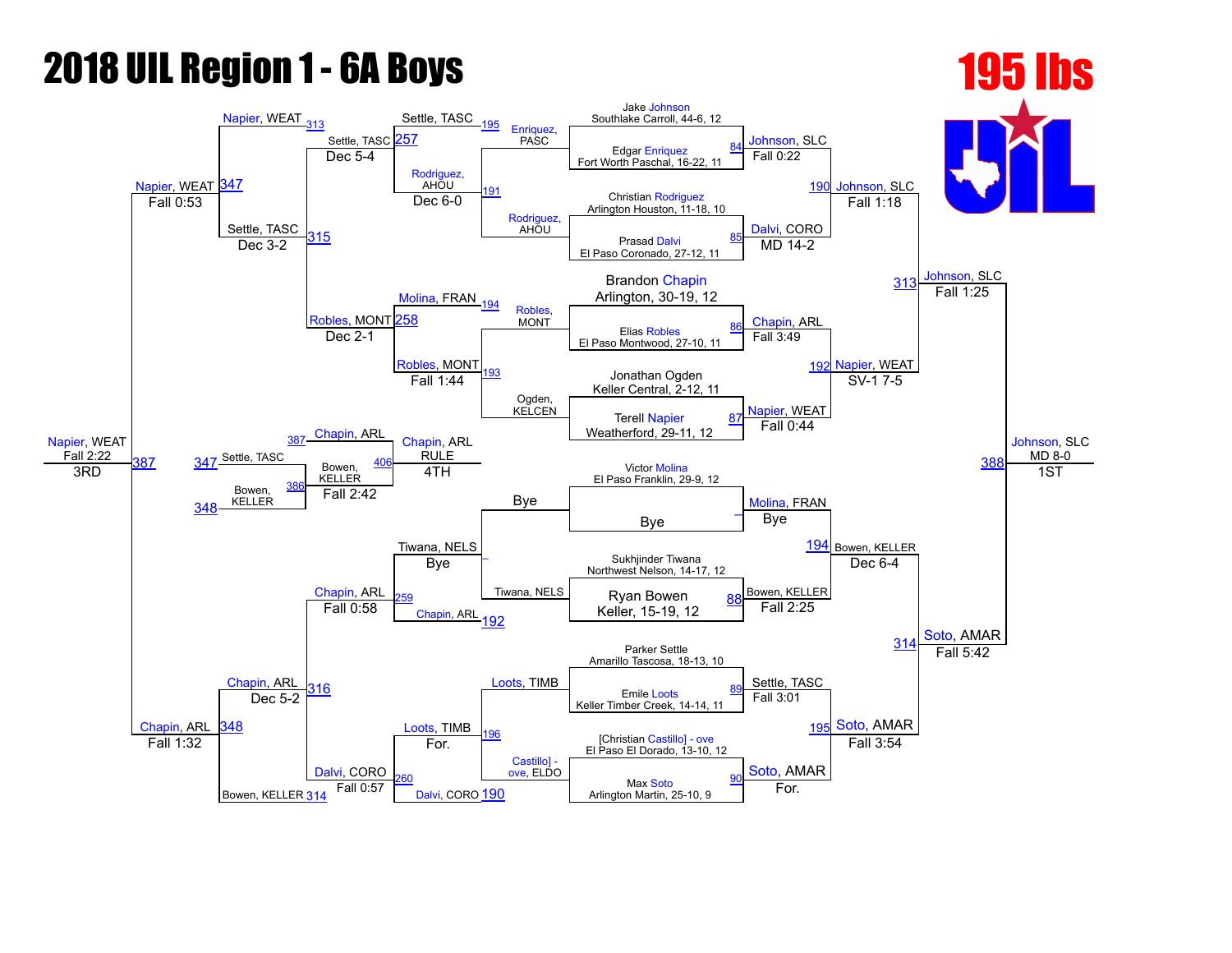# 2018 UIL Region 1 - 6A Boys

## 195 lbs

### Championship Bracket

**First Round**

| Bout | Wrestler 1 | Wrestler 2 | Winner | Result |
|---|---|---|---|---|
| 84 | Jake Johnson, Southlake Carroll, 44-6, 12 | Edgar Enriquez, Fort Worth Paschal, 16-22, 11 | Johnson, SLC | Fall 0:22 |
| 85 | Christian Rodriguez, Arlington Houston, 11-18, 10 | Prasad Dalvi, El Paso Coronado, 27-12, 11 | Dalvi, CORO | MD 14-2 |
| 86 | Brandon Chapin, Arlington, 30-19, 12 | Elias Robles, El Paso Montwood, 27-10, 11 | Chapin, ARL | Fall 3:49 |
| 87 | Jonathan Ogden, Keller Central, 2-12, 11 | Terell Napier, Weatherford, 29-11, 12 | Napier, WEAT | Fall 0:44 |
| – | Victor Molina, El Paso Franklin, 29-9, 12 | Bye | Molina, FRAN | Bye |
| 88 | Sukhjinder Tiwana, Northwest Nelson, 14-17, 12 | Ryan Bowen, Keller, 15-19, 12 | Bowen, KELLER | Fall 2:25 |
| 89 | Parker Settle, Amarillo Tascosa, 18-13, 10 | Emile Loots, Keller Timber Creek, 14-14, 11 | Settle, TASC | Fall 3:01 |
| 90 | [Christian Castillo] - ove, El Paso El Dorado, 13-10, 12 | Max Soto, Arlington Martin, 25-10, 9 | Soto, AMAR | For. |

**Quarterfinals**

| Bout | Wrestler 1 | Wrestler 2 | Winner | Result |
|---|---|---|---|---|
| 190 | Johnson, SLC | Dalvi, CORO | Johnson, SLC | Fall 1:18 |
| 192 | Chapin, ARL | Napier, WEAT | Napier, WEAT | SV-1 7-5 |
| 194 | Molina, FRAN | Bowen, KELLER | Bowen, KELLER | Dec 6-4 |
| 195 | Settle, TASC | Soto, AMAR | Soto, AMAR | Fall 3:54 |

**Semifinals**

| Bout | Wrestler 1 | Wrestler 2 | Winner | Result |
|---|---|---|---|---|
| 313 | Johnson, SLC | Napier, WEAT | Johnson, SLC | Fall 1:25 |
| 314 | Bowen, KELLER | Soto, AMAR | Soto, AMAR | Fall 5:42 |

**Final**

| Bout | Wrestler 1 | Wrestler 2 | Winner | Result |
|---|---|---|---|---|
| 388 | Johnson, SLC | Soto, AMAR | Johnson, SLC | MD 8-0 |

**1ST:** Johnson, SLC

### Consolation Bracket

**Consolation Round 1**

| Bout | Wrestler 1 | Wrestler 2 | Winner | Result |
|---|---|---|---|---|
| 191 | Enriquez, PASC | Rodriguez, AHOU | Rodriguez, AHOU | Dec 6-0 |
| 193 | Robles, MONT | Ogden, KELCEN | Robles, MONT | Fall 1:44 |
| – | Bye | Tiwana, NELS | Tiwana, NELS | Bye |
| 196 | Loots, TIMB | Castillo] - ove, ELDO | Loots, TIMB | For. |

**Consolation Round 2**

| Bout | Wrestler 1 | Wrestler 2 | Winner | Result |
|---|---|---|---|---|
| 257 | Settle, TASC | Rodriguez, AHOU | Settle, TASC | Dec 5-4 |
| 258 | Molina, FRAN | Robles, MONT | Robles, MONT | Dec 2-1 |
| 259 | Tiwana, NELS | Chapin, ARL | Chapin, ARL | Fall 0:58 |
| 260 | Loots, TIMB | Dalvi, CORO | Dalvi, CORO | Fall 0:57 |

**Consolation Round 3**

| Bout | Wrestler 1 | Wrestler 2 | Winner | Result |
|---|---|---|---|---|
| 315 | Napier, WEAT | Settle, TASC | Settle, TASC | Dec 3-2 |
| 316 | Chapin, ARL | Bowen, KELLER | Chapin, ARL | Dec 5-2 |

**Consolation Semifinals**

| Bout | Wrestler 1 | Wrestler 2 | Winner | Result |
|---|---|---|---|---|
| 347 | Napier, WEAT | Settle, TASC | Napier, WEAT | Fall 0:53 |
| 348 | Chapin, ARL | Bowen, KELLER | Chapin, ARL | Fall 1:32 |

**3rd Place**

| Bout | Wrestler 1 | Wrestler 2 | Winner | Result |
|---|---|---|---|---|
| 387 | Napier, WEAT | Chapin, ARL | Napier, WEAT | Fall 2:22 |

**3RD:** Napier, WEAT

**4th Place**

| Bout | Wrestler 1 | Wrestler 2 | Winner | Result |
|---|---|---|---|---|
| 386 | Settle, TASC | Bowen, KELLER | Bowen, KELLER | |
| 406 | Chapin, ARL | Bowen, KELLER | Chapin, ARL | Fall 2:42 |

**4TH:** Chapin, ARL (RULE)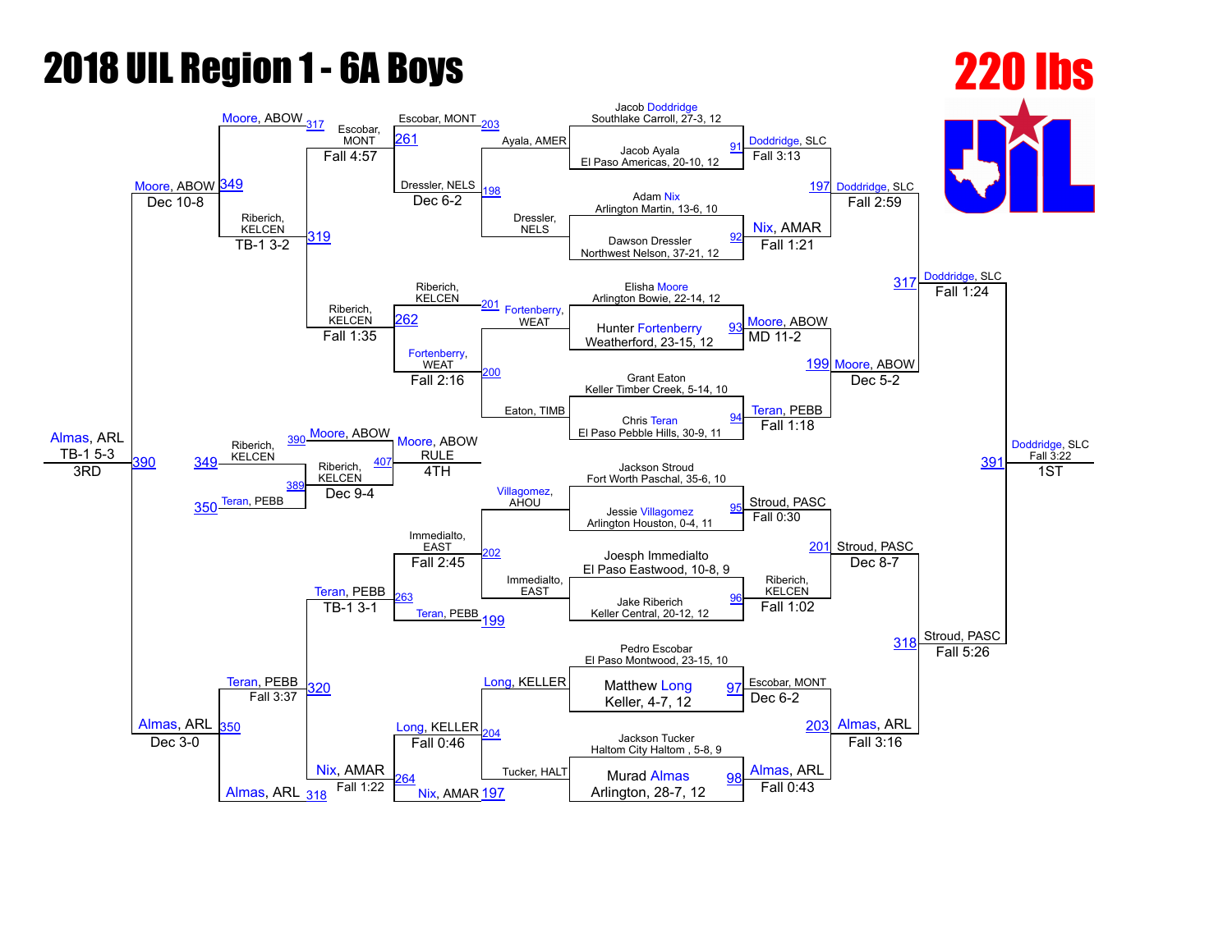# 2018 UIL Region 1 - 6A Boys

## 220 lbs

### Championship Bracket

**First Round**

| Bout | Wrestler 1 | Wrestler 2 | Winner | Result |
|---|---|---|---|---|
| 91 | Jacob Doddridge, Southlake Carroll, 27-3, 12 | Jacob Ayala, El Paso Americas, 20-10, 12 | Doddridge, SLC | Fall 3:13 |
| 92 | Adam Nix, Arlington Martin, 13-6, 10 | Dawson Dressler, Northwest Nelson, 37-21, 12 | Nix, AMAR | Fall 1:21 |
| 93 | Elisha Moore, Arlington Bowie, 22-14, 12 | Hunter Fortenberry, Weatherford, 23-15, 12 | Moore, ABOW | MD 11-2 |
| 94 | Grant Eaton, Keller Timber Creek, 5-14, 10 | Chris Teran, El Paso Pebble Hills, 30-9, 11 | Teran, PEBB | Fall 1:18 |
| 95 | Jackson Stroud, Fort Worth Paschal, 35-6, 10 | Jessie Villagomez, Arlington Houston, 0-4, 11 | Stroud, PASC | Fall 0:30 |
| 96 | Joesph Immedialto, El Paso Eastwood, 10-8, 9 | Jake Riberich, Keller Central, 20-12, 12 | Riberich, KELCEN | Fall 1:02 |
| 97 | Pedro Escobar, El Paso Montwood, 23-15, 10 | Matthew Long, Keller, 4-7, 12 | Escobar, MONT | Dec 6-2 |
| 98 | Jackson Tucker, Haltom City Haltom , 5-8, 9 | Murad Almas, Arlington, 28-7, 12 | Almas, ARL | Fall 0:43 |

**Quarterfinals**

| Bout | Wrestler 1 | Wrestler 2 | Winner | Result |
|---|---|---|---|---|
| 197 | Doddridge, SLC | Nix, AMAR | Doddridge, SLC | Fall 2:59 |
| 199 | Moore, ABOW | Teran, PEBB | Moore, ABOW | Dec 5-2 |
| 201 | Stroud, PASC | Riberich, KELCEN | Stroud, PASC | Dec 8-7 |
| 203 | Escobar, MONT | Almas, ARL | Almas, ARL | Fall 3:16 |

**Semifinals**

| Bout | Wrestler 1 | Wrestler 2 | Winner | Result |
|---|---|---|---|---|
| 317 | Doddridge, SLC | Moore, ABOW | Doddridge, SLC | Fall 1:24 |
| 318 | Stroud, PASC | Almas, ARL | Stroud, PASC | Fall 5:26 |

**Final**

| Bout | Wrestler 1 | Wrestler 2 | Winner | Result |
|---|---|---|---|---|
| 391 | Doddridge, SLC | Stroud, PASC | Doddridge, SLC | Fall 3:22 — 1ST |

### Consolation Bracket

| Bout | Wrestler 1 | Wrestler 2 | Winner | Result |
|---|---|---|---|---|
| 198 | Ayala, AMER | Dressler, NELS | Dressler, NELS | |
| 200 | Fortenberry, WEAT | Eaton, TIMB | Fortenberry, WEAT | |
| 202 | Villagomez, AHOU | Immedialto, EAST | Immedialto, EAST | |
| 204 | Long, KELLER | Tucker, HALT | Long, KELLER | |
| 261 | Escobar, MONT | Dressler, NELS | Escobar, MONT | Dec 6-2 |
| 262 | Riberich, KELCEN | Fortenberry, WEAT | Riberich, KELCEN | Fall 2:16 |
| 263 | Immedialto, EAST | Teran, PEBB | Teran, PEBB | Fall 2:45 |
| 264 | Long, KELLER | Nix, AMAR | Nix, AMAR | Fall 0:46 |
| 319 | Escobar, MONT | Riberich, KELCEN | Riberich, KELCEN | Fall 4:57 |
| 320 | Teran, PEBB | Nix, AMAR | Teran, PEBB | Fall 1:22 |
| 349 | Moore, ABOW | Riberich, KELCEN | Moore, ABOW | TB-1 3-2 |
| 350 | Teran, PEBB | Almas, ARL | Almas, ARL | Fall 3:37 |

**3rd Place**

| Bout | Wrestler 1 | Wrestler 2 | Winner | Result |
|---|---|---|---|---|
| 390 | Moore, ABOW | Almas, ARL | Almas, ARL | TB-1 5-3 — 3RD |

Moore, ABOW: Dec 10-8 (bout 349); Almas, ARL: Dec 3-0 (bout 350)

**5th Place**

| Bout | Wrestler 1 | Wrestler 2 | Winner | Result |
|---|---|---|---|---|
| 389 | Riberich, KELCEN | Teran, PEBB | Riberich, KELCEN | Dec 9-4 |
| 407 | Moore, ABOW | Riberich, KELCEN | Moore, ABOW | RULE — 4TH |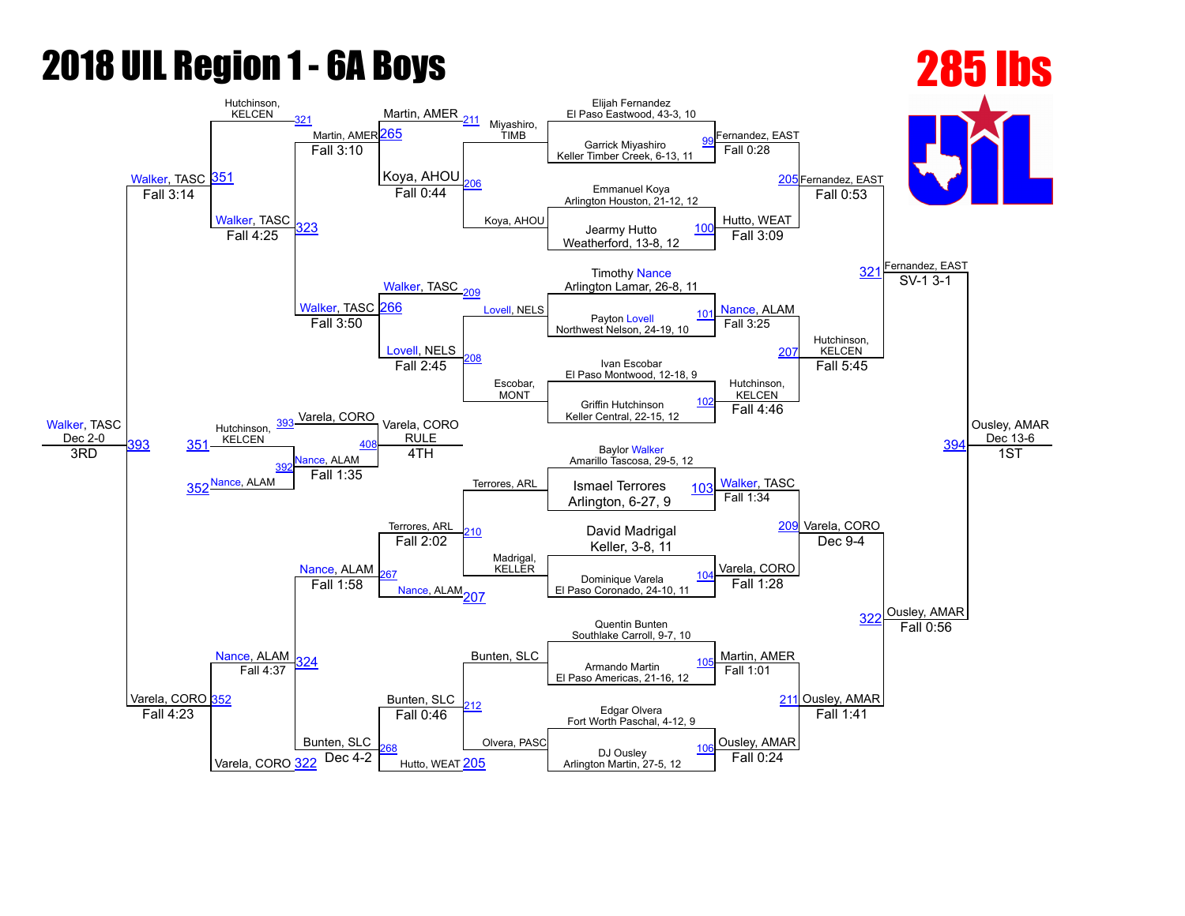# 2018 UIL Region 1 - 6A Boys

## 285 lbs

### Championship Bracket

**Round 1**

- Match 99: Elijah Fernandez, El Paso Eastwood, 43-3, 10 vs. Garrick Miyashiro, Keller Timber Creek, 6-13, 11 — Fernandez, EAST, Fall 0:28
- Match 100: Emmanuel Koya, Arlington Houston, 21-12, 12 vs. Jearmy Hutto, Weatherford, 13-8, 12 — Hutto, WEAT, Fall 3:09
- Match 101: Timothy Nance, Arlington Lamar, 26-8, 11 vs. Payton Lovell, Northwest Nelson, 24-19, 10 — Nance, ALAM, Fall 3:25
- Match 102: Ivan Escobar, El Paso Montwood, 12-18, 9 vs. Griffin Hutchinson, Keller Central, 22-15, 12 — Hutchinson, KELCEN, Fall 4:46
- Match 103: Baylor Walker, Amarillo Tascosa, 29-5, 12 vs. Ismael Terrores, Arlington, 6-27, 9 — Walker, TASC, Fall 1:34
- Match 104: David Madrigal, Keller, 3-8, 11 vs. Dominique Varela, El Paso Coronado, 24-10, 11 — Varela, CORO, Fall 1:28
- Match 105: Quentin Bunten, Southlake Carroll, 9-7, 10 vs. Armando Martin, El Paso Americas, 21-16, 12 — Martin, AMER, Fall 1:01
- Match 106: Edgar Olvera, Fort Worth Paschal, 4-12, 9 vs. DJ Ousley, Arlington Martin, 27-5, 12 — Ousley, AMAR, Fall 0:24

**Quarterfinals**

- Match 205: Fernandez, EAST vs. Hutto, WEAT — Fernandez, EAST, Fall 0:53
- Match 207: Nance, ALAM vs. Hutchinson, KELCEN — Hutchinson, KELCEN, Fall 5:45
- Match 209: Walker, TASC vs. Varela, CORO — Varela, CORO, Dec 9-4
- Match 211: Martin, AMER vs. Ousley, AMAR — Ousley, AMAR, Fall 1:41

**Semifinals**

- Match 321: Fernandez, EAST vs. Hutchinson, KELCEN — Fernandez, EAST, SV-1 3-1
- Match 322: Varela, CORO vs. Ousley, AMAR — Ousley, AMAR, Fall 0:56

**Final**

- Match 394: Fernandez, EAST vs. Ousley, AMAR — Ousley, AMAR, Dec 13-6 — 1ST

### Consolation Bracket

**Consolation Round 1**

- Match 206: Miyashiro, TIMB vs. Koya, AHOU — Koya, AHOU, Fall 0:44
- Match 208: Lovell, NELS vs. Escobar, MONT — Lovell, NELS, Fall 2:45
- Match 210: Terrores, ARL vs. Madrigal, KELLER — Terrores, ARL, Fall 2:02
- Match 212: Bunten, SLC vs. Olvera, PASC — Bunten, SLC, Fall 0:46

**Consolation Round 2**

- Match 265: Martin, AMER vs. Koya, AHOU — Martin, AMER, Fall 3:10
- Match 266: Walker, TASC vs. Lovell, NELS — Walker, TASC, Fall 3:50
- Match 267: Terrores, ARL vs. Nance, ALAM — Nance, ALAM, Fall 1:58
- Match 268: Bunten, SLC vs. Hutto, WEAT — Bunten, SLC, Dec 4-2

**Consolation Round 3**

- Match 323: Martin, AMER vs. Walker, TASC — Walker, TASC, Fall 4:25
- Match 324: Nance, ALAM vs. Bunten, SLC — Nance, ALAM, Fall 4:37

**Consolation Semifinals**

- Match 351: Hutchinson, KELCEN vs. Walker, TASC — Walker, TASC, Fall 3:14
- Match 352: Nance, ALAM vs. Varela, CORO — Varela, CORO, Fall 4:23

**3rd Place**

- Match 393: Walker, TASC vs. Varela, CORO — Walker, TASC, Dec 2-0 — 3RD

**4th Place**

- Match 392 (from 351/352): Hutchinson, KELCEN vs. Nance, ALAM — Nance, ALAM, Fall 1:35
- Match 408: Varela, CORO vs. Nance, ALAM — Varela, CORO, RULE — 4TH